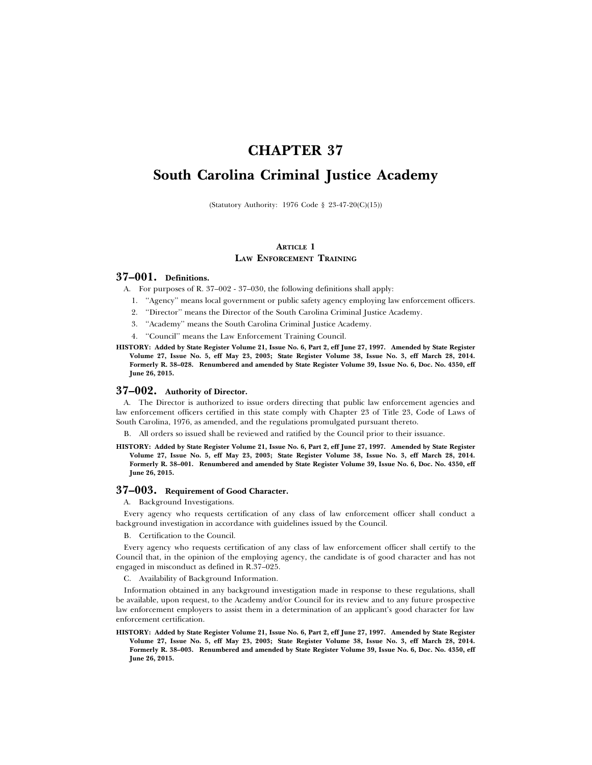# CHAPTER 37

# South Carolina Criminal Justice Academy

(Statutory Authority: 1976 Code § 23-47-20(C)(15))

## ARTICLE 1
## LAW ENFORCEMENT TRAINING

### 37–001. Definitions.

A. For purposes of R. 37–002 - 37–030, the following definitions shall apply:

1. ''Agency'' means local government or public safety agency employing law enforcement officers.
2. ''Director'' means the Director of the South Carolina Criminal Justice Academy.
3. ''Academy'' means the South Carolina Criminal Justice Academy.
4. ''Council'' means the Law Enforcement Training Council.

**HISTORY: Added by State Register Volume 21, Issue No. 6, Part 2, eff June 27, 1997. Amended by State Register Volume 27, Issue No. 5, eff May 23, 2003; State Register Volume 38, Issue No. 3, eff March 28, 2014. Formerly R. 38–028. Renumbered and amended by State Register Volume 39, Issue No. 6, Doc. No. 4350, eff June 26, 2015.**

### 37–002. Authority of Director.

A. The Director is authorized to issue orders directing that public law enforcement agencies and law enforcement officers certified in this state comply with Chapter 23 of Title 23, Code of Laws of South Carolina, 1976, as amended, and the regulations promulgated pursuant thereto.

B. All orders so issued shall be reviewed and ratified by the Council prior to their issuance.

**HISTORY: Added by State Register Volume 21, Issue No. 6, Part 2, eff June 27, 1997. Amended by State Register Volume 27, Issue No. 5, eff May 23, 2003; State Register Volume 38, Issue No. 3, eff March 28, 2014. Formerly R. 38–001. Renumbered and amended by State Register Volume 39, Issue No. 6, Doc. No. 4350, eff June 26, 2015.**

### 37–003. Requirement of Good Character.

A. Background Investigations.

Every agency who requests certification of any class of law enforcement officer shall conduct a background investigation in accordance with guidelines issued by the Council.

B. Certification to the Council.

Every agency who requests certification of any class of law enforcement officer shall certify to the Council that, in the opinion of the employing agency, the candidate is of good character and has not engaged in misconduct as defined in R.37–025.

C. Availability of Background Information.

Information obtained in any background investigation made in response to these regulations, shall be available, upon request, to the Academy and/or Council for its review and to any future prospective law enforcement employers to assist them in a determination of an applicant's good character for law enforcement certification.

**HISTORY: Added by State Register Volume 21, Issue No. 6, Part 2, eff June 27, 1997. Amended by State Register Volume 27, Issue No. 5, eff May 23, 2003; State Register Volume 38, Issue No. 3, eff March 28, 2014. Formerly R. 38–003. Renumbered and amended by State Register Volume 39, Issue No. 6, Doc. No. 4350, eff June 26, 2015.**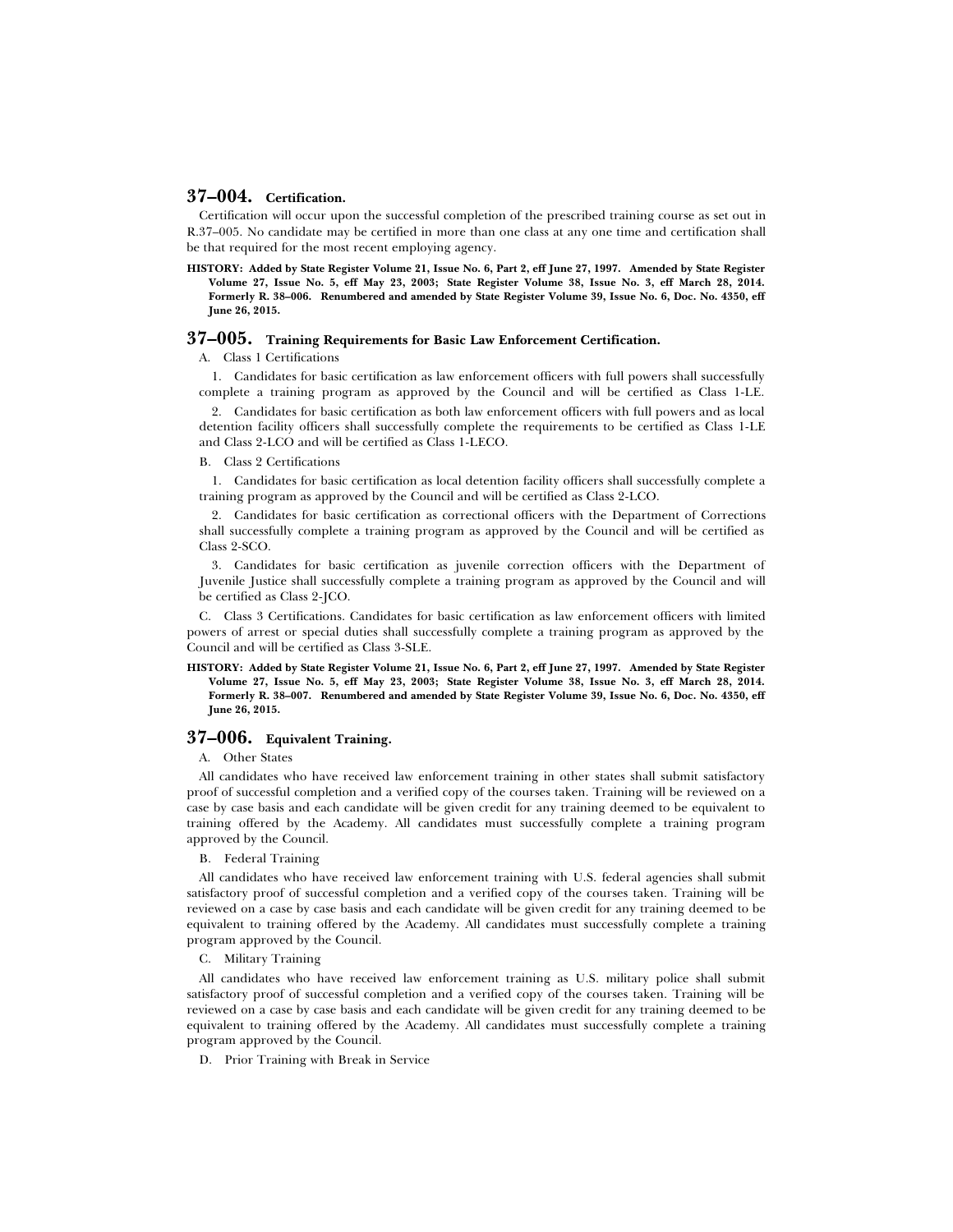## 37–004. Certification.

Certification will occur upon the successful completion of the prescribed training course as set out in R.37–005. No candidate may be certified in more than one class at any one time and certification shall be that required for the most recent employing agency.

**HISTORY: Added by State Register Volume 21, Issue No. 6, Part 2, eff June 27, 1997. Amended by State Register Volume 27, Issue No. 5, eff May 23, 2003; State Register Volume 38, Issue No. 3, eff March 28, 2014. Formerly R. 38–006. Renumbered and amended by State Register Volume 39, Issue No. 6, Doc. No. 4350, eff June 26, 2015.**

## 37–005. Training Requirements for Basic Law Enforcement Certification.

A. Class 1 Certifications

1. Candidates for basic certification as law enforcement officers with full powers shall successfully complete a training program as approved by the Council and will be certified as Class 1-LE.

2. Candidates for basic certification as both law enforcement officers with full powers and as local detention facility officers shall successfully complete the requirements to be certified as Class 1-LE and Class 2-LCO and will be certified as Class 1-LECO.

B. Class 2 Certifications

1. Candidates for basic certification as local detention facility officers shall successfully complete a training program as approved by the Council and will be certified as Class 2-LCO.

2. Candidates for basic certification as correctional officers with the Department of Corrections shall successfully complete a training program as approved by the Council and will be certified as Class 2-SCO.

3. Candidates for basic certification as juvenile correction officers with the Department of Juvenile Justice shall successfully complete a training program as approved by the Council and will be certified as Class 2-JCO.

C. Class 3 Certifications. Candidates for basic certification as law enforcement officers with limited powers of arrest or special duties shall successfully complete a training program as approved by the Council and will be certified as Class 3-SLE.

**HISTORY: Added by State Register Volume 21, Issue No. 6, Part 2, eff June 27, 1997. Amended by State Register Volume 27, Issue No. 5, eff May 23, 2003; State Register Volume 38, Issue No. 3, eff March 28, 2014. Formerly R. 38–007. Renumbered and amended by State Register Volume 39, Issue No. 6, Doc. No. 4350, eff June 26, 2015.**

## 37–006. Equivalent Training.

A. Other States

All candidates who have received law enforcement training in other states shall submit satisfactory proof of successful completion and a verified copy of the courses taken. Training will be reviewed on a case by case basis and each candidate will be given credit for any training deemed to be equivalent to training offered by the Academy. All candidates must successfully complete a training program approved by the Council.

B. Federal Training

All candidates who have received law enforcement training with U.S. federal agencies shall submit satisfactory proof of successful completion and a verified copy of the courses taken. Training will be reviewed on a case by case basis and each candidate will be given credit for any training deemed to be equivalent to training offered by the Academy. All candidates must successfully complete a training program approved by the Council.

C. Military Training

All candidates who have received law enforcement training as U.S. military police shall submit satisfactory proof of successful completion and a verified copy of the courses taken. Training will be reviewed on a case by case basis and each candidate will be given credit for any training deemed to be equivalent to training offered by the Academy. All candidates must successfully complete a training program approved by the Council.

D. Prior Training with Break in Service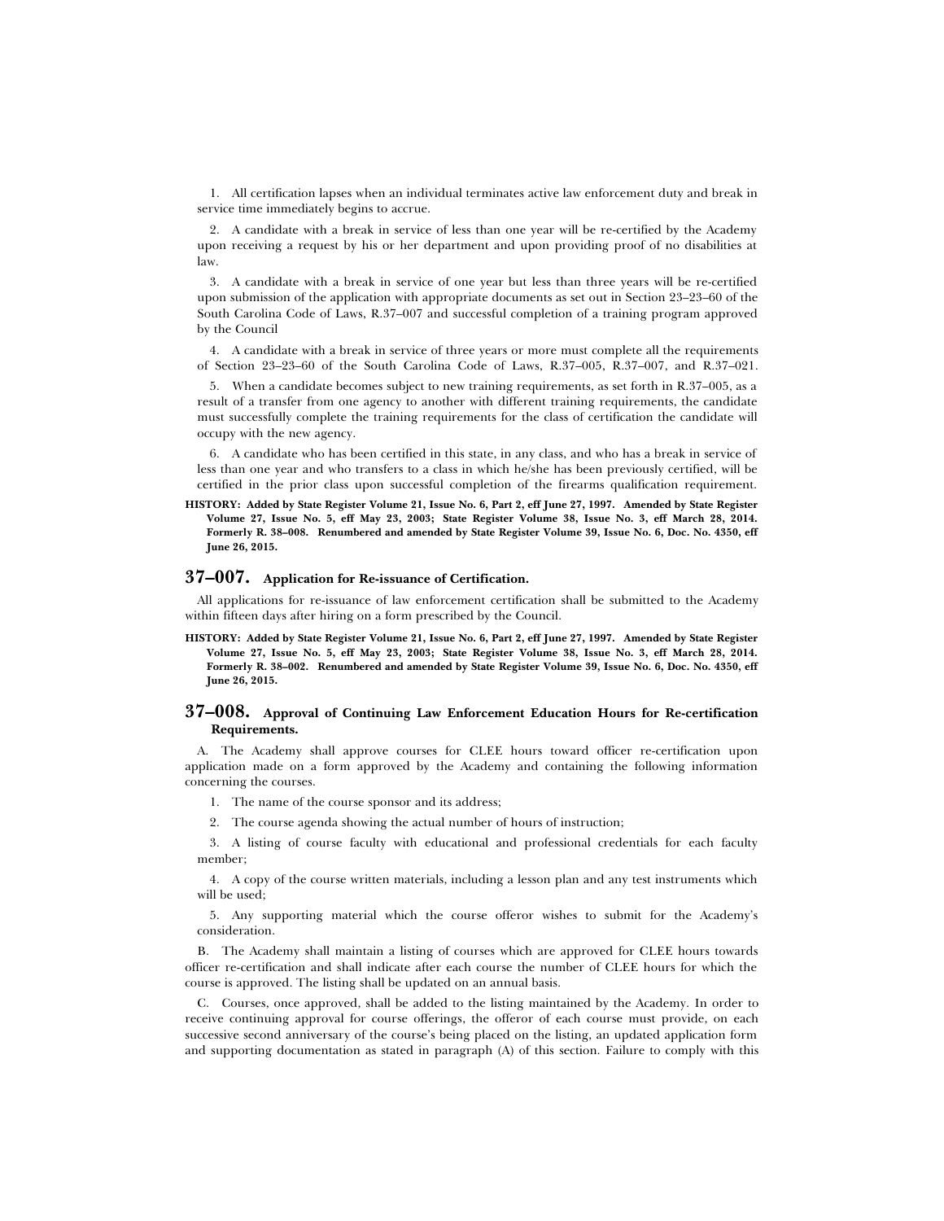1. All certification lapses when an individual terminates active law enforcement duty and break in service time immediately begins to accrue.

2. A candidate with a break in service of less than one year will be re-certified by the Academy upon receiving a request by his or her department and upon providing proof of no disabilities at law.

3. A candidate with a break in service of one year but less than three years will be re-certified upon submission of the application with appropriate documents as set out in Section 23–23–60 of the South Carolina Code of Laws, R.37–007 and successful completion of a training program approved by the Council

4. A candidate with a break in service of three years or more must complete all the requirements of Section 23–23–60 of the South Carolina Code of Laws, R.37–005, R.37–007, and R.37–021.

5. When a candidate becomes subject to new training requirements, as set forth in R.37–005, as a result of a transfer from one agency to another with different training requirements, the candidate must successfully complete the training requirements for the class of certification the candidate will occupy with the new agency.

6. A candidate who has been certified in this state, in any class, and who has a break in service of less than one year and who transfers to a class in which he/she has been previously certified, will be certified in the prior class upon successful completion of the firearms qualification requirement.

**HISTORY: Added by State Register Volume 21, Issue No. 6, Part 2, eff June 27, 1997. Amended by State Register Volume 27, Issue No. 5, eff May 23, 2003; State Register Volume 38, Issue No. 3, eff March 28, 2014. Formerly R. 38–008. Renumbered and amended by State Register Volume 39, Issue No. 6, Doc. No. 4350, eff June 26, 2015.**

## 37–007. Application for Re-issuance of Certification.

All applications for re-issuance of law enforcement certification shall be submitted to the Academy within fifteen days after hiring on a form prescribed by the Council.

**HISTORY: Added by State Register Volume 21, Issue No. 6, Part 2, eff June 27, 1997. Amended by State Register Volume 27, Issue No. 5, eff May 23, 2003; State Register Volume 38, Issue No. 3, eff March 28, 2014. Formerly R. 38–002. Renumbered and amended by State Register Volume 39, Issue No. 6, Doc. No. 4350, eff June 26, 2015.**

## 37–008. Approval of Continuing Law Enforcement Education Hours for Re-certification Requirements.

A. The Academy shall approve courses for CLEE hours toward officer re-certification upon application made on a form approved by the Academy and containing the following information concerning the courses.

1. The name of the course sponsor and its address;

2. The course agenda showing the actual number of hours of instruction;

3. A listing of course faculty with educational and professional credentials for each faculty member;

4. A copy of the course written materials, including a lesson plan and any test instruments which will be used;

5. Any supporting material which the course offeror wishes to submit for the Academy's consideration.

B. The Academy shall maintain a listing of courses which are approved for CLEE hours towards officer re-certification and shall indicate after each course the number of CLEE hours for which the course is approved. The listing shall be updated on an annual basis.

C. Courses, once approved, shall be added to the listing maintained by the Academy. In order to receive continuing approval for course offerings, the offeror of each course must provide, on each successive second anniversary of the course's being placed on the listing, an updated application form and supporting documentation as stated in paragraph (A) of this section. Failure to comply with this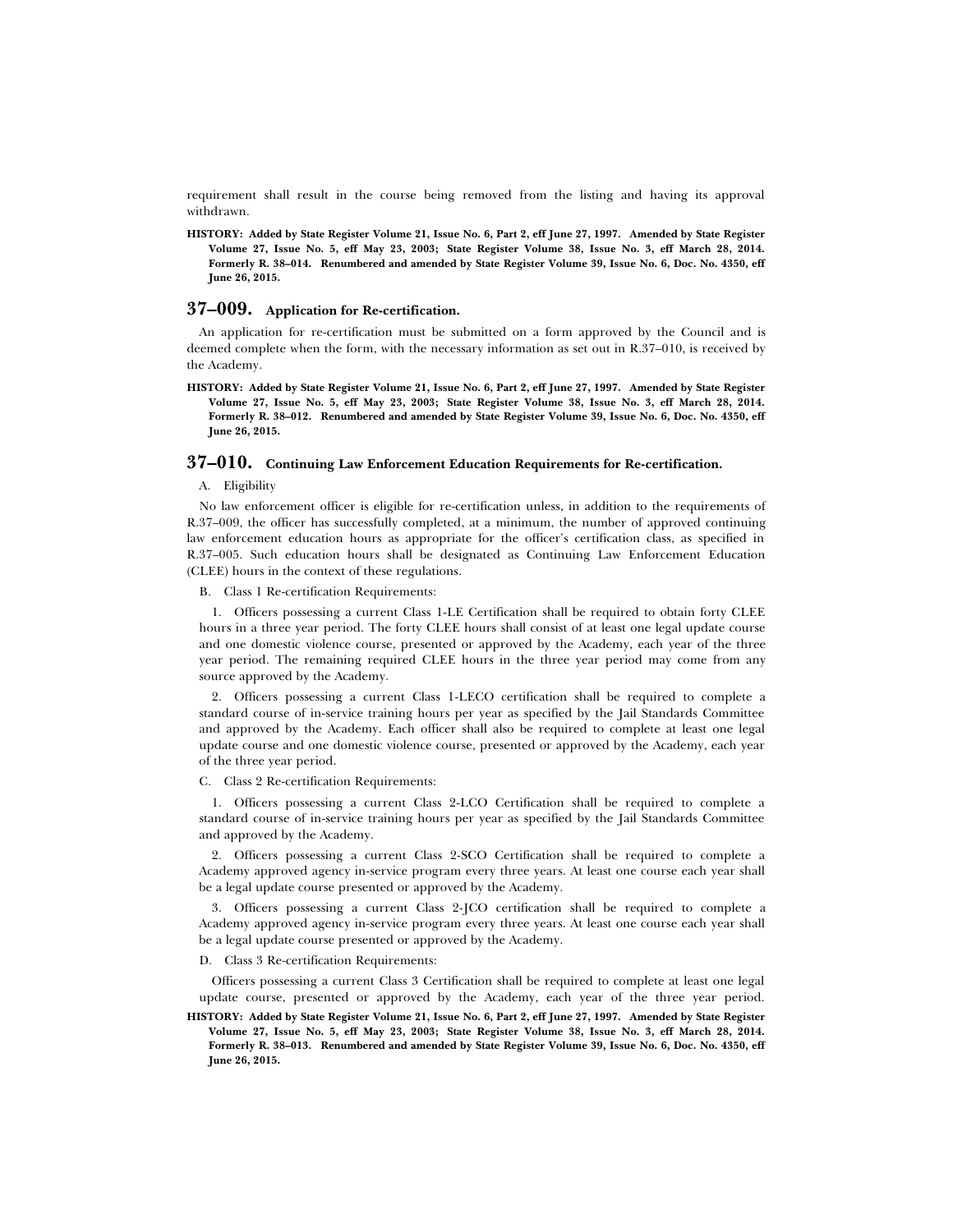requirement shall result in the course being removed from the listing and having its approval withdrawn.

**HISTORY: Added by State Register Volume 21, Issue No. 6, Part 2, eff June 27, 1997. Amended by State Register Volume 27, Issue No. 5, eff May 23, 2003; State Register Volume 38, Issue No. 3, eff March 28, 2014. Formerly R. 38–014. Renumbered and amended by State Register Volume 39, Issue No. 6, Doc. No. 4350, eff June 26, 2015.**

## 37–009. Application for Re-certification.

An application for re-certification must be submitted on a form approved by the Council and is deemed complete when the form, with the necessary information as set out in R.37–010, is received by the Academy.

**HISTORY: Added by State Register Volume 21, Issue No. 6, Part 2, eff June 27, 1997. Amended by State Register Volume 27, Issue No. 5, eff May 23, 2003; State Register Volume 38, Issue No. 3, eff March 28, 2014. Formerly R. 38–012. Renumbered and amended by State Register Volume 39, Issue No. 6, Doc. No. 4350, eff June 26, 2015.**

## 37–010. Continuing Law Enforcement Education Requirements for Re-certification.

A. Eligibility

No law enforcement officer is eligible for re-certification unless, in addition to the requirements of R.37–009, the officer has successfully completed, at a minimum, the number of approved continuing law enforcement education hours as appropriate for the officer's certification class, as specified in R.37–005. Such education hours shall be designated as Continuing Law Enforcement Education (CLEE) hours in the context of these regulations.

B. Class 1 Re-certification Requirements:

1. Officers possessing a current Class 1-LE Certification shall be required to obtain forty CLEE hours in a three year period. The forty CLEE hours shall consist of at least one legal update course and one domestic violence course, presented or approved by the Academy, each year of the three year period. The remaining required CLEE hours in the three year period may come from any source approved by the Academy.

2. Officers possessing a current Class 1-LECO certification shall be required to complete a standard course of in-service training hours per year as specified by the Jail Standards Committee and approved by the Academy. Each officer shall also be required to complete at least one legal update course and one domestic violence course, presented or approved by the Academy, each year of the three year period.

C. Class 2 Re-certification Requirements:

1. Officers possessing a current Class 2-LCO Certification shall be required to complete a standard course of in-service training hours per year as specified by the Jail Standards Committee and approved by the Academy.

2. Officers possessing a current Class 2-SCO Certification shall be required to complete a Academy approved agency in-service program every three years. At least one course each year shall be a legal update course presented or approved by the Academy.

3. Officers possessing a current Class 2-JCO certification shall be required to complete a Academy approved agency in-service program every three years. At least one course each year shall be a legal update course presented or approved by the Academy.

D. Class 3 Re-certification Requirements:

Officers possessing a current Class 3 Certification shall be required to complete at least one legal update course, presented or approved by the Academy, each year of the three year period.

**HISTORY: Added by State Register Volume 21, Issue No. 6, Part 2, eff June 27, 1997. Amended by State Register Volume 27, Issue No. 5, eff May 23, 2003; State Register Volume 38, Issue No. 3, eff March 28, 2014. Formerly R. 38–013. Renumbered and amended by State Register Volume 39, Issue No. 6, Doc. No. 4350, eff June 26, 2015.**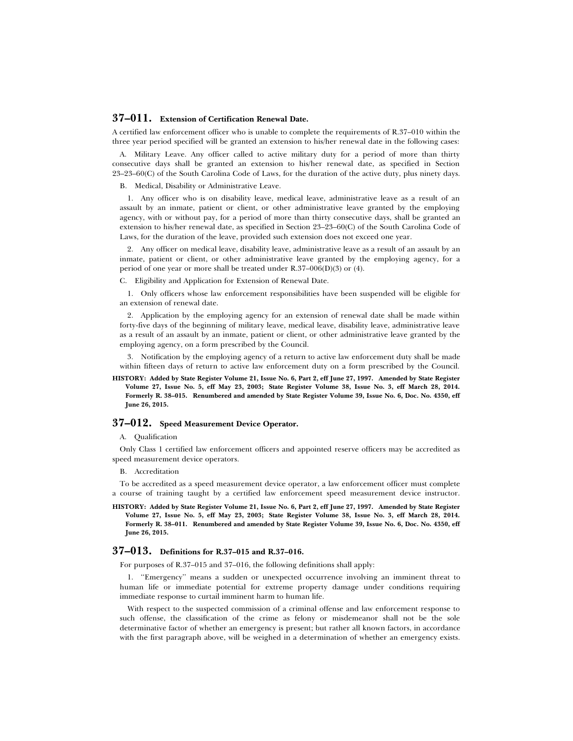## 37–011. Extension of Certification Renewal Date.

A certified law enforcement officer who is unable to complete the requirements of R.37–010 within the three year period specified will be granted an extension to his/her renewal date in the following cases:

A. Military Leave. Any officer called to active military duty for a period of more than thirty consecutive days shall be granted an extension to his/her renewal date, as specified in Section 23–23–60(C) of the South Carolina Code of Laws, for the duration of the active duty, plus ninety days.

B. Medical, Disability or Administrative Leave.

1. Any officer who is on disability leave, medical leave, administrative leave as a result of an assault by an inmate, patient or client, or other administrative leave granted by the employing agency, with or without pay, for a period of more than thirty consecutive days, shall be granted an extension to his/her renewal date, as specified in Section 23–23–60(C) of the South Carolina Code of Laws, for the duration of the leave, provided such extension does not exceed one year.

2. Any officer on medical leave, disability leave, administrative leave as a result of an assault by an inmate, patient or client, or other administrative leave granted by the employing agency, for a period of one year or more shall be treated under R.37–006(D)(3) or (4).

C. Eligibility and Application for Extension of Renewal Date.

1. Only officers whose law enforcement responsibilities have been suspended will be eligible for an extension of renewal date.

2. Application by the employing agency for an extension of renewal date shall be made within forty-five days of the beginning of military leave, medical leave, disability leave, administrative leave as a result of an assault by an inmate, patient or client, or other administrative leave granted by the employing agency, on a form prescribed by the Council.

3. Notification by the employing agency of a return to active law enforcement duty shall be made within fifteen days of return to active law enforcement duty on a form prescribed by the Council.

**HISTORY: Added by State Register Volume 21, Issue No. 6, Part 2, eff June 27, 1997. Amended by State Register Volume 27, Issue No. 5, eff May 23, 2003; State Register Volume 38, Issue No. 3, eff March 28, 2014. Formerly R. 38–015. Renumbered and amended by State Register Volume 39, Issue No. 6, Doc. No. 4350, eff June 26, 2015.**

## 37–012. Speed Measurement Device Operator.

A. Qualification

Only Class 1 certified law enforcement officers and appointed reserve officers may be accredited as speed measurement device operators.

B. Accreditation

To be accredited as a speed measurement device operator, a law enforcement officer must complete a course of training taught by a certified law enforcement speed measurement device instructor.

**HISTORY: Added by State Register Volume 21, Issue No. 6, Part 2, eff June 27, 1997. Amended by State Register Volume 27, Issue No. 5, eff May 23, 2003; State Register Volume 38, Issue No. 3, eff March 28, 2014. Formerly R. 38–011. Renumbered and amended by State Register Volume 39, Issue No. 6, Doc. No. 4350, eff June 26, 2015.**

## 37–013. Definitions for R.37–015 and R.37–016.

For purposes of R.37–015 and 37–016, the following definitions shall apply:

1. "Emergency" means a sudden or unexpected occurrence involving an imminent threat to human life or immediate potential for extreme property damage under conditions requiring immediate response to curtail imminent harm to human life.

With respect to the suspected commission of a criminal offense and law enforcement response to such offense, the classification of the crime as felony or misdemeanor shall not be the sole determinative factor of whether an emergency is present; but rather all known factors, in accordance with the first paragraph above, will be weighed in a determination of whether an emergency exists.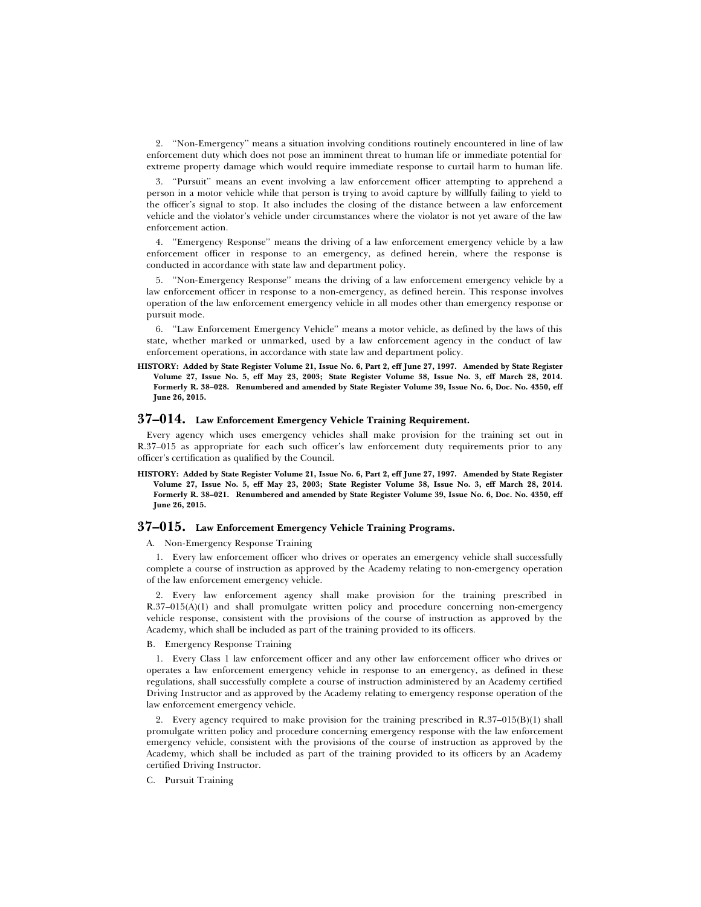2. ''Non-Emergency'' means a situation involving conditions routinely encountered in line of law enforcement duty which does not pose an imminent threat to human life or immediate potential for extreme property damage which would require immediate response to curtail harm to human life.

3. ''Pursuit'' means an event involving a law enforcement officer attempting to apprehend a person in a motor vehicle while that person is trying to avoid capture by willfully failing to yield to the officer's signal to stop. It also includes the closing of the distance between a law enforcement vehicle and the violator's vehicle under circumstances where the violator is not yet aware of the law enforcement action.

4. ''Emergency Response'' means the driving of a law enforcement emergency vehicle by a law enforcement officer in response to an emergency, as defined herein, where the response is conducted in accordance with state law and department policy.

5. ''Non-Emergency Response'' means the driving of a law enforcement emergency vehicle by a law enforcement officer in response to a non-emergency, as defined herein. This response involves operation of the law enforcement emergency vehicle in all modes other than emergency response or pursuit mode.

6. ''Law Enforcement Emergency Vehicle'' means a motor vehicle, as defined by the laws of this state, whether marked or unmarked, used by a law enforcement agency in the conduct of law enforcement operations, in accordance with state law and department policy.

**HISTORY: Added by State Register Volume 21, Issue No. 6, Part 2, eff June 27, 1997. Amended by State Register Volume 27, Issue No. 5, eff May 23, 2003; State Register Volume 38, Issue No. 3, eff March 28, 2014. Formerly R. 38–028. Renumbered and amended by State Register Volume 39, Issue No. 6, Doc. No. 4350, eff June 26, 2015.**

## 37–014. Law Enforcement Emergency Vehicle Training Requirement.

Every agency which uses emergency vehicles shall make provision for the training set out in R.37–015 as appropriate for each such officer's law enforcement duty requirements prior to any officer's certification as qualified by the Council.

**HISTORY: Added by State Register Volume 21, Issue No. 6, Part 2, eff June 27, 1997. Amended by State Register Volume 27, Issue No. 5, eff May 23, 2003; State Register Volume 38, Issue No. 3, eff March 28, 2014. Formerly R. 38–021. Renumbered and amended by State Register Volume 39, Issue No. 6, Doc. No. 4350, eff June 26, 2015.**

## 37–015. Law Enforcement Emergency Vehicle Training Programs.

A. Non-Emergency Response Training

1. Every law enforcement officer who drives or operates an emergency vehicle shall successfully complete a course of instruction as approved by the Academy relating to non-emergency operation of the law enforcement emergency vehicle.

2. Every law enforcement agency shall make provision for the training prescribed in R.37–015(A)(1) and shall promulgate written policy and procedure concerning non-emergency vehicle response, consistent with the provisions of the course of instruction as approved by the Academy, which shall be included as part of the training provided to its officers.

B. Emergency Response Training

1. Every Class 1 law enforcement officer and any other law enforcement officer who drives or operates a law enforcement emergency vehicle in response to an emergency, as defined in these regulations, shall successfully complete a course of instruction administered by an Academy certified Driving Instructor and as approved by the Academy relating to emergency response operation of the law enforcement emergency vehicle.

2. Every agency required to make provision for the training prescribed in R.37–015(B)(1) shall promulgate written policy and procedure concerning emergency response with the law enforcement emergency vehicle, consistent with the provisions of the course of instruction as approved by the Academy, which shall be included as part of the training provided to its officers by an Academy certified Driving Instructor.

C. Pursuit Training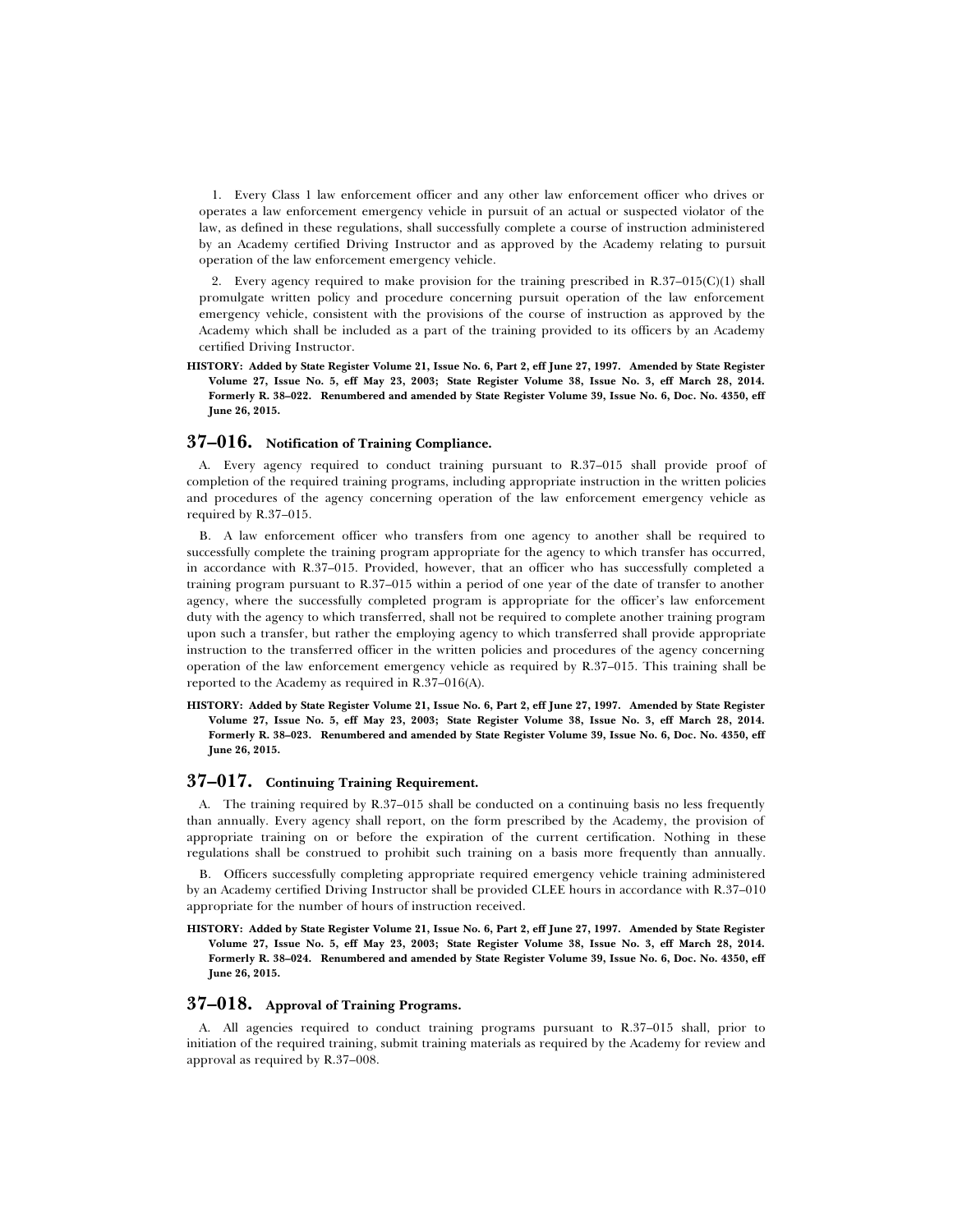1. Every Class 1 law enforcement officer and any other law enforcement officer who drives or operates a law enforcement emergency vehicle in pursuit of an actual or suspected violator of the law, as defined in these regulations, shall successfully complete a course of instruction administered by an Academy certified Driving Instructor and as approved by the Academy relating to pursuit operation of the law enforcement emergency vehicle.

2. Every agency required to make provision for the training prescribed in R.37–015(C)(1) shall promulgate written policy and procedure concerning pursuit operation of the law enforcement emergency vehicle, consistent with the provisions of the course of instruction as approved by the Academy which shall be included as a part of the training provided to its officers by an Academy certified Driving Instructor.

**HISTORY: Added by State Register Volume 21, Issue No. 6, Part 2, eff June 27, 1997. Amended by State Register Volume 27, Issue No. 5, eff May 23, 2003; State Register Volume 38, Issue No. 3, eff March 28, 2014. Formerly R. 38–022. Renumbered and amended by State Register Volume 39, Issue No. 6, Doc. No. 4350, eff June 26, 2015.**

## 37–016. Notification of Training Compliance.

A. Every agency required to conduct training pursuant to R.37–015 shall provide proof of completion of the required training programs, including appropriate instruction in the written policies and procedures of the agency concerning operation of the law enforcement emergency vehicle as required by R.37–015.

B. A law enforcement officer who transfers from one agency to another shall be required to successfully complete the training program appropriate for the agency to which transfer has occurred, in accordance with R.37–015. Provided, however, that an officer who has successfully completed a training program pursuant to R.37–015 within a period of one year of the date of transfer to another agency, where the successfully completed program is appropriate for the officer's law enforcement duty with the agency to which transferred, shall not be required to complete another training program upon such a transfer, but rather the employing agency to which transferred shall provide appropriate instruction to the transferred officer in the written policies and procedures of the agency concerning operation of the law enforcement emergency vehicle as required by R.37–015. This training shall be reported to the Academy as required in R.37–016(A).

**HISTORY: Added by State Register Volume 21, Issue No. 6, Part 2, eff June 27, 1997. Amended by State Register Volume 27, Issue No. 5, eff May 23, 2003; State Register Volume 38, Issue No. 3, eff March 28, 2014. Formerly R. 38–023. Renumbered and amended by State Register Volume 39, Issue No. 6, Doc. No. 4350, eff June 26, 2015.**

## 37–017. Continuing Training Requirement.

A. The training required by R.37–015 shall be conducted on a continuing basis no less frequently than annually. Every agency shall report, on the form prescribed by the Academy, the provision of appropriate training on or before the expiration of the current certification. Nothing in these regulations shall be construed to prohibit such training on a basis more frequently than annually.

B. Officers successfully completing appropriate required emergency vehicle training administered by an Academy certified Driving Instructor shall be provided CLEE hours in accordance with R.37–010 appropriate for the number of hours of instruction received.

**HISTORY: Added by State Register Volume 21, Issue No. 6, Part 2, eff June 27, 1997. Amended by State Register Volume 27, Issue No. 5, eff May 23, 2003; State Register Volume 38, Issue No. 3, eff March 28, 2014. Formerly R. 38–024. Renumbered and amended by State Register Volume 39, Issue No. 6, Doc. No. 4350, eff June 26, 2015.**

## 37–018. Approval of Training Programs.

A. All agencies required to conduct training programs pursuant to R.37–015 shall, prior to initiation of the required training, submit training materials as required by the Academy for review and approval as required by R.37–008.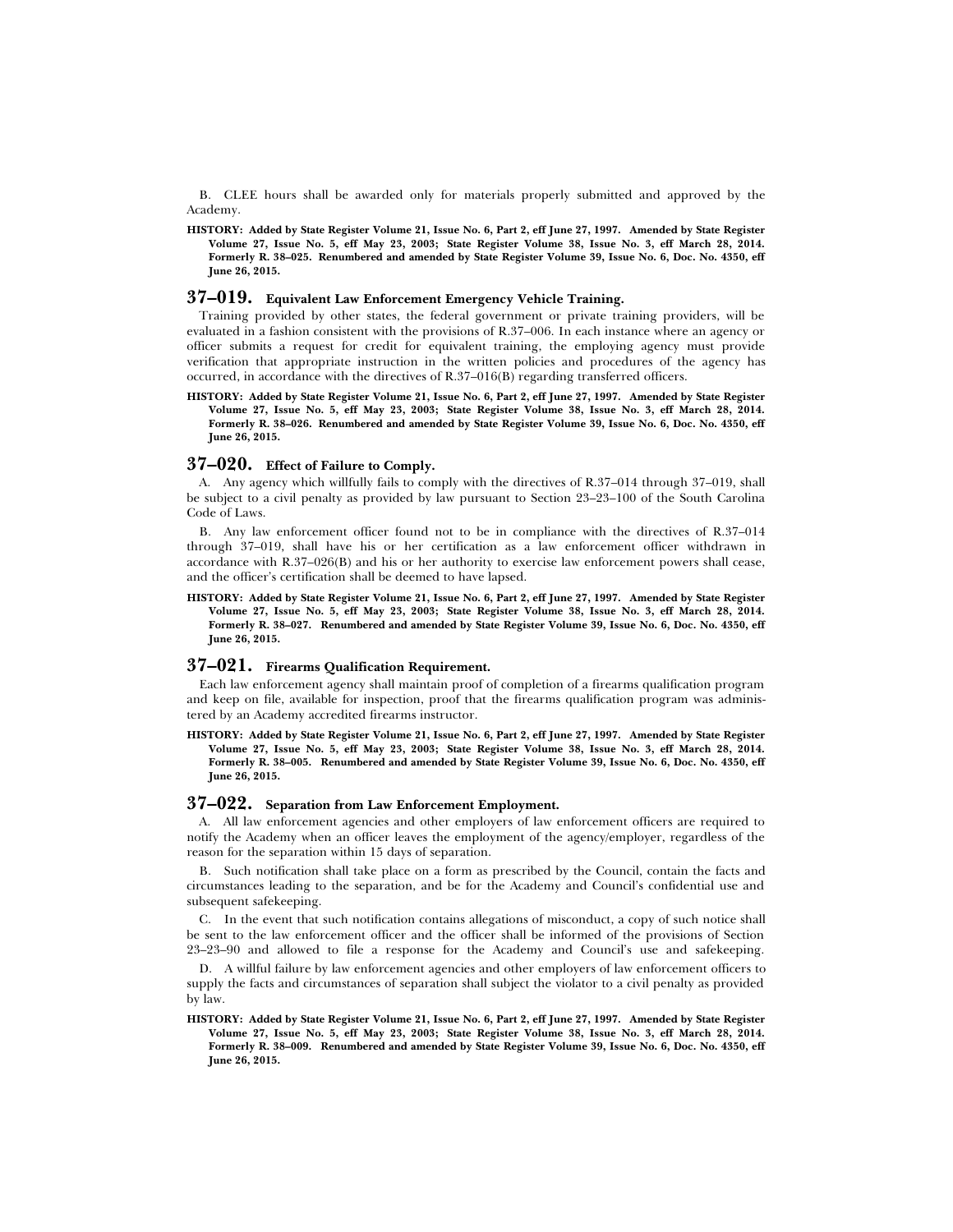B. CLEE hours shall be awarded only for materials properly submitted and approved by the Academy.

**HISTORY: Added by State Register Volume 21, Issue No. 6, Part 2, eff June 27, 1997. Amended by State Register Volume 27, Issue No. 5, eff May 23, 2003; State Register Volume 38, Issue No. 3, eff March 28, 2014. Formerly R. 38–025. Renumbered and amended by State Register Volume 39, Issue No. 6, Doc. No. 4350, eff June 26, 2015.**

## 37–019. Equivalent Law Enforcement Emergency Vehicle Training.

Training provided by other states, the federal government or private training providers, will be evaluated in a fashion consistent with the provisions of R.37–006. In each instance where an agency or officer submits a request for credit for equivalent training, the employing agency must provide verification that appropriate instruction in the written policies and procedures of the agency has occurred, in accordance with the directives of R.37–016(B) regarding transferred officers.

**HISTORY: Added by State Register Volume 21, Issue No. 6, Part 2, eff June 27, 1997. Amended by State Register Volume 27, Issue No. 5, eff May 23, 2003; State Register Volume 38, Issue No. 3, eff March 28, 2014. Formerly R. 38–026. Renumbered and amended by State Register Volume 39, Issue No. 6, Doc. No. 4350, eff June 26, 2015.**

## 37–020. Effect of Failure to Comply.

A. Any agency which willfully fails to comply with the directives of R.37–014 through 37–019, shall be subject to a civil penalty as provided by law pursuant to Section 23–23–100 of the South Carolina Code of Laws.

B. Any law enforcement officer found not to be in compliance with the directives of R.37–014 through 37–019, shall have his or her certification as a law enforcement officer withdrawn in accordance with R.37–026(B) and his or her authority to exercise law enforcement powers shall cease, and the officer's certification shall be deemed to have lapsed.

**HISTORY: Added by State Register Volume 21, Issue No. 6, Part 2, eff June 27, 1997. Amended by State Register Volume 27, Issue No. 5, eff May 23, 2003; State Register Volume 38, Issue No. 3, eff March 28, 2014. Formerly R. 38–027. Renumbered and amended by State Register Volume 39, Issue No. 6, Doc. No. 4350, eff June 26, 2015.**

## 37–021. Firearms Qualification Requirement.

Each law enforcement agency shall maintain proof of completion of a firearms qualification program and keep on file, available for inspection, proof that the firearms qualification program was administered by an Academy accredited firearms instructor.

**HISTORY: Added by State Register Volume 21, Issue No. 6, Part 2, eff June 27, 1997. Amended by State Register Volume 27, Issue No. 5, eff May 23, 2003; State Register Volume 38, Issue No. 3, eff March 28, 2014. Formerly R. 38–005. Renumbered and amended by State Register Volume 39, Issue No. 6, Doc. No. 4350, eff June 26, 2015.**

## 37–022. Separation from Law Enforcement Employment.

A. All law enforcement agencies and other employers of law enforcement officers are required to notify the Academy when an officer leaves the employment of the agency/employer, regardless of the reason for the separation within 15 days of separation.

B. Such notification shall take place on a form as prescribed by the Council, contain the facts and circumstances leading to the separation, and be for the Academy and Council's confidential use and subsequent safekeeping.

C. In the event that such notification contains allegations of misconduct, a copy of such notice shall be sent to the law enforcement officer and the officer shall be informed of the provisions of Section 23–23–90 and allowed to file a response for the Academy and Council's use and safekeeping.

D. A willful failure by law enforcement agencies and other employers of law enforcement officers to supply the facts and circumstances of separation shall subject the violator to a civil penalty as provided by law.

**HISTORY: Added by State Register Volume 21, Issue No. 6, Part 2, eff June 27, 1997. Amended by State Register Volume 27, Issue No. 5, eff May 23, 2003; State Register Volume 38, Issue No. 3, eff March 28, 2014. Formerly R. 38–009. Renumbered and amended by State Register Volume 39, Issue No. 6, Doc. No. 4350, eff June 26, 2015.**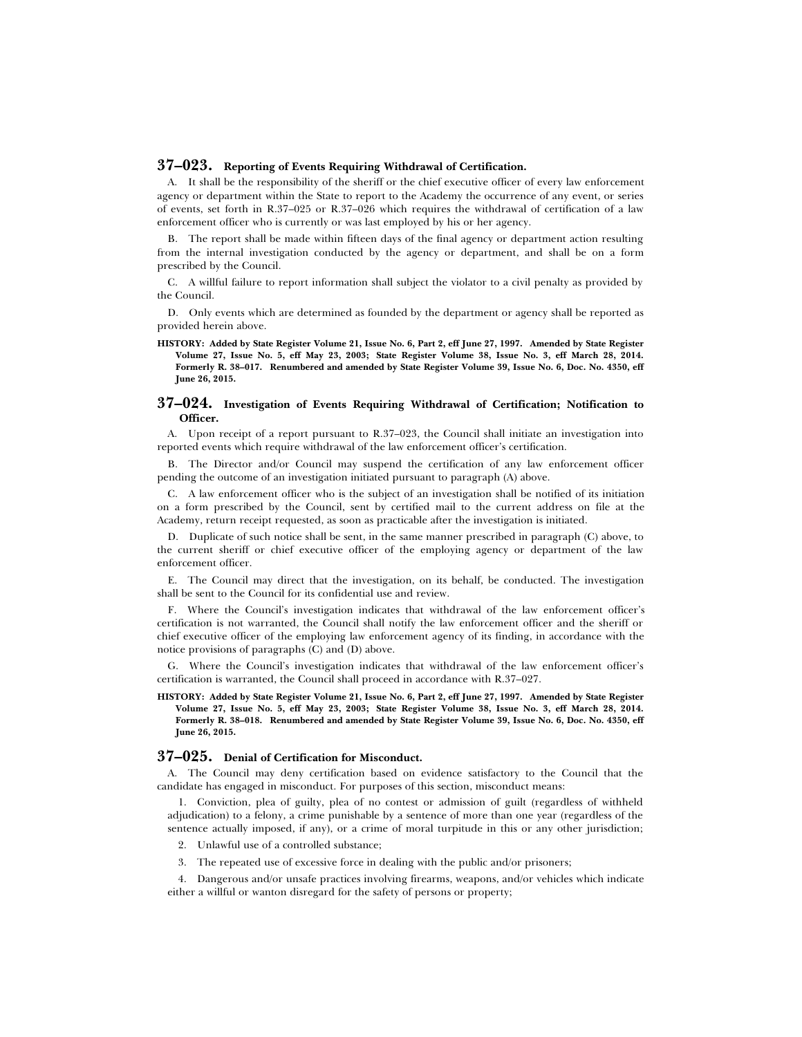## 37–023. Reporting of Events Requiring Withdrawal of Certification.

A. It shall be the responsibility of the sheriff or the chief executive officer of every law enforcement agency or department within the State to report to the Academy the occurrence of any event, or series of events, set forth in R.37–025 or R.37–026 which requires the withdrawal of certification of a law enforcement officer who is currently or was last employed by his or her agency.

B. The report shall be made within fifteen days of the final agency or department action resulting from the internal investigation conducted by the agency or department, and shall be on a form prescribed by the Council.

C. A willful failure to report information shall subject the violator to a civil penalty as provided by the Council.

D. Only events which are determined as founded by the department or agency shall be reported as provided herein above.

**HISTORY: Added by State Register Volume 21, Issue No. 6, Part 2, eff June 27, 1997. Amended by State Register Volume 27, Issue No. 5, eff May 23, 2003; State Register Volume 38, Issue No. 3, eff March 28, 2014. Formerly R. 38–017. Renumbered and amended by State Register Volume 39, Issue No. 6, Doc. No. 4350, eff June 26, 2015.**

## 37–024. Investigation of Events Requiring Withdrawal of Certification; Notification to Officer.

A. Upon receipt of a report pursuant to R.37–023, the Council shall initiate an investigation into reported events which require withdrawal of the law enforcement officer's certification.

B. The Director and/or Council may suspend the certification of any law enforcement officer pending the outcome of an investigation initiated pursuant to paragraph (A) above.

C. A law enforcement officer who is the subject of an investigation shall be notified of its initiation on a form prescribed by the Council, sent by certified mail to the current address on file at the Academy, return receipt requested, as soon as practicable after the investigation is initiated.

D. Duplicate of such notice shall be sent, in the same manner prescribed in paragraph (C) above, to the current sheriff or chief executive officer of the employing agency or department of the law enforcement officer.

E. The Council may direct that the investigation, on its behalf, be conducted. The investigation shall be sent to the Council for its confidential use and review.

F. Where the Council's investigation indicates that withdrawal of the law enforcement officer's certification is not warranted, the Council shall notify the law enforcement officer and the sheriff or chief executive officer of the employing law enforcement agency of its finding, in accordance with the notice provisions of paragraphs (C) and (D) above.

G. Where the Council's investigation indicates that withdrawal of the law enforcement officer's certification is warranted, the Council shall proceed in accordance with R.37–027.

**HISTORY: Added by State Register Volume 21, Issue No. 6, Part 2, eff June 27, 1997. Amended by State Register Volume 27, Issue No. 5, eff May 23, 2003; State Register Volume 38, Issue No. 3, eff March 28, 2014. Formerly R. 38–018. Renumbered and amended by State Register Volume 39, Issue No. 6, Doc. No. 4350, eff June 26, 2015.**

## 37–025. Denial of Certification for Misconduct.

A. The Council may deny certification based on evidence satisfactory to the Council that the candidate has engaged in misconduct. For purposes of this section, misconduct means:

1. Conviction, plea of guilty, plea of no contest or admission of guilt (regardless of withheld adjudication) to a felony, a crime punishable by a sentence of more than one year (regardless of the sentence actually imposed, if any), or a crime of moral turpitude in this or any other jurisdiction;

2. Unlawful use of a controlled substance;

3. The repeated use of excessive force in dealing with the public and/or prisoners;

4. Dangerous and/or unsafe practices involving firearms, weapons, and/or vehicles which indicate either a willful or wanton disregard for the safety of persons or property;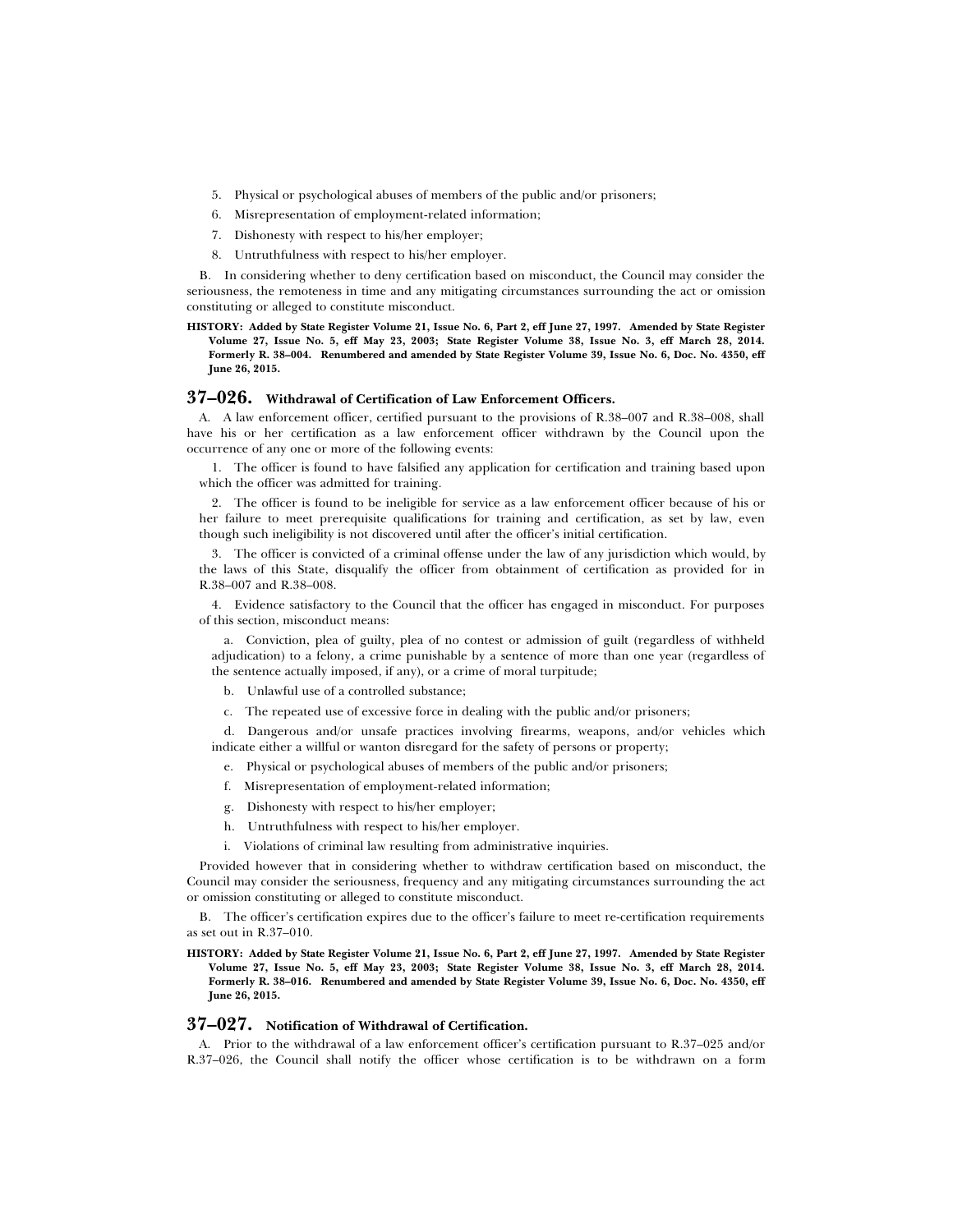5. Physical or psychological abuses of members of the public and/or prisoners;

6. Misrepresentation of employment-related information;

7. Dishonesty with respect to his/her employer;

8. Untruthfulness with respect to his/her employer.

B. In considering whether to deny certification based on misconduct, the Council may consider the seriousness, the remoteness in time and any mitigating circumstances surrounding the act or omission constituting or alleged to constitute misconduct.

**HISTORY: Added by State Register Volume 21, Issue No. 6, Part 2, eff June 27, 1997. Amended by State Register Volume 27, Issue No. 5, eff May 23, 2003; State Register Volume 38, Issue No. 3, eff March 28, 2014. Formerly R. 38–004. Renumbered and amended by State Register Volume 39, Issue No. 6, Doc. No. 4350, eff June 26, 2015.**

## 37–026. Withdrawal of Certification of Law Enforcement Officers.

A. A law enforcement officer, certified pursuant to the provisions of R.38–007 and R.38–008, shall have his or her certification as a law enforcement officer withdrawn by the Council upon the occurrence of any one or more of the following events:

1. The officer is found to have falsified any application for certification and training based upon which the officer was admitted for training.

2. The officer is found to be ineligible for service as a law enforcement officer because of his or her failure to meet prerequisite qualifications for training and certification, as set by law, even though such ineligibility is not discovered until after the officer's initial certification.

3. The officer is convicted of a criminal offense under the law of any jurisdiction which would, by the laws of this State, disqualify the officer from obtainment of certification as provided for in R.38–007 and R.38–008.

4. Evidence satisfactory to the Council that the officer has engaged in misconduct. For purposes of this section, misconduct means:

a. Conviction, plea of guilty, plea of no contest or admission of guilt (regardless of withheld adjudication) to a felony, a crime punishable by a sentence of more than one year (regardless of the sentence actually imposed, if any), or a crime of moral turpitude;

b. Unlawful use of a controlled substance;

c. The repeated use of excessive force in dealing with the public and/or prisoners;

d. Dangerous and/or unsafe practices involving firearms, weapons, and/or vehicles which indicate either a willful or wanton disregard for the safety of persons or property;

e. Physical or psychological abuses of members of the public and/or prisoners;

f. Misrepresentation of employment-related information;

g. Dishonesty with respect to his/her employer;

h. Untruthfulness with respect to his/her employer.

i. Violations of criminal law resulting from administrative inquiries.

Provided however that in considering whether to withdraw certification based on misconduct, the Council may consider the seriousness, frequency and any mitigating circumstances surrounding the act or omission constituting or alleged to constitute misconduct.

B. The officer's certification expires due to the officer's failure to meet re-certification requirements as set out in R.37–010.

**HISTORY: Added by State Register Volume 21, Issue No. 6, Part 2, eff June 27, 1997. Amended by State Register Volume 27, Issue No. 5, eff May 23, 2003; State Register Volume 38, Issue No. 3, eff March 28, 2014. Formerly R. 38–016. Renumbered and amended by State Register Volume 39, Issue No. 6, Doc. No. 4350, eff June 26, 2015.**

## 37–027. Notification of Withdrawal of Certification.

A. Prior to the withdrawal of a law enforcement officer's certification pursuant to R.37–025 and/or R.37–026, the Council shall notify the officer whose certification is to be withdrawn on a form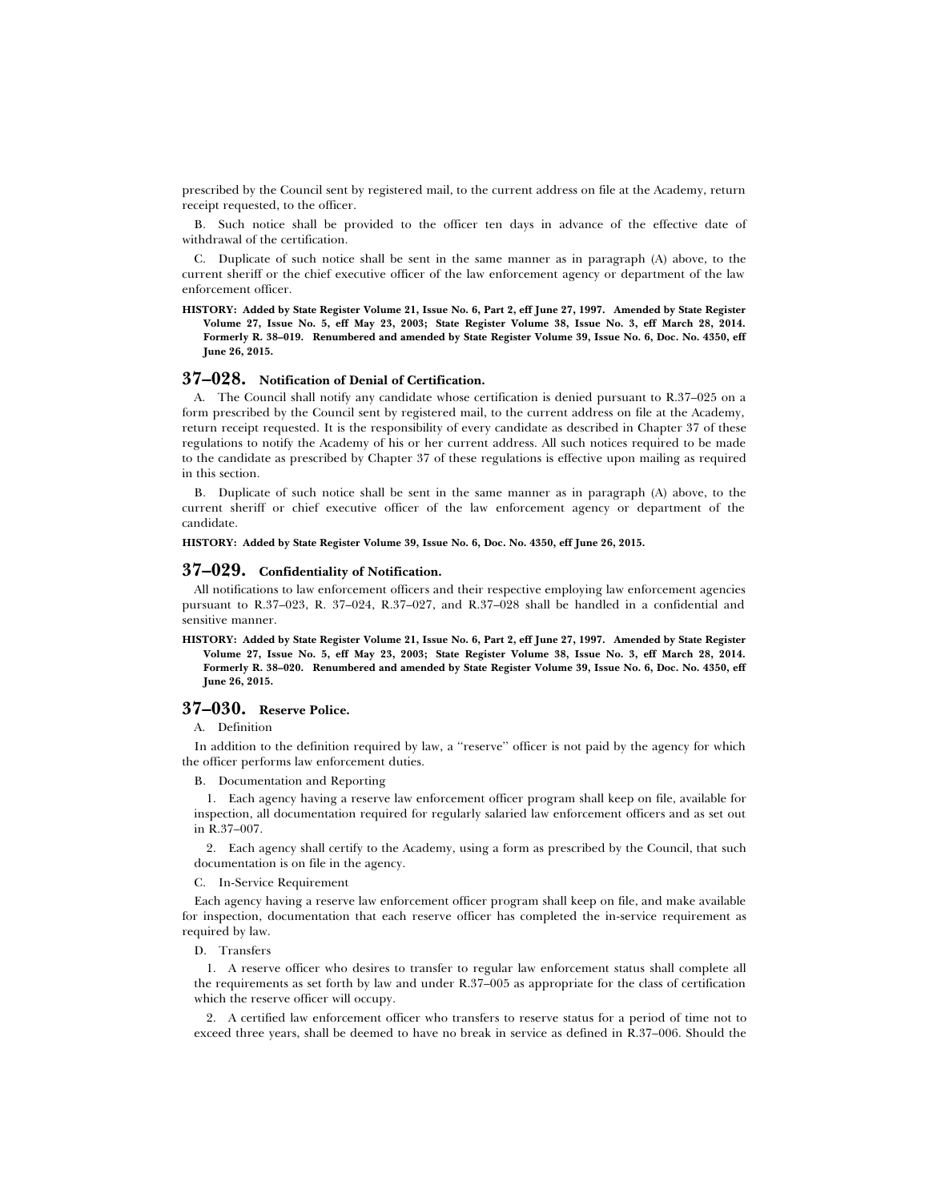prescribed by the Council sent by registered mail, to the current address on file at the Academy, return receipt requested, to the officer.

B. Such notice shall be provided to the officer ten days in advance of the effective date of withdrawal of the certification.

C. Duplicate of such notice shall be sent in the same manner as in paragraph (A) above, to the current sheriff or the chief executive officer of the law enforcement agency or department of the law enforcement officer.

**HISTORY: Added by State Register Volume 21, Issue No. 6, Part 2, eff June 27, 1997. Amended by State Register Volume 27, Issue No. 5, eff May 23, 2003; State Register Volume 38, Issue No. 3, eff March 28, 2014. Formerly R. 38–019. Renumbered and amended by State Register Volume 39, Issue No. 6, Doc. No. 4350, eff June 26, 2015.**

## 37–028. Notification of Denial of Certification.

A. The Council shall notify any candidate whose certification is denied pursuant to R.37–025 on a form prescribed by the Council sent by registered mail, to the current address on file at the Academy, return receipt requested. It is the responsibility of every candidate as described in Chapter 37 of these regulations to notify the Academy of his or her current address. All such notices required to be made to the candidate as prescribed by Chapter 37 of these regulations is effective upon mailing as required in this section.

B. Duplicate of such notice shall be sent in the same manner as in paragraph (A) above, to the current sheriff or chief executive officer of the law enforcement agency or department of the candidate.

**HISTORY: Added by State Register Volume 39, Issue No. 6, Doc. No. 4350, eff June 26, 2015.**

## 37–029. Confidentiality of Notification.

All notifications to law enforcement officers and their respective employing law enforcement agencies pursuant to R.37–023, R. 37–024, R.37–027, and R.37–028 shall be handled in a confidential and sensitive manner.

**HISTORY: Added by State Register Volume 21, Issue No. 6, Part 2, eff June 27, 1997. Amended by State Register Volume 27, Issue No. 5, eff May 23, 2003; State Register Volume 38, Issue No. 3, eff March 28, 2014. Formerly R. 38–020. Renumbered and amended by State Register Volume 39, Issue No. 6, Doc. No. 4350, eff June 26, 2015.**

## 37–030. Reserve Police.

A. Definition

In addition to the definition required by law, a ''reserve'' officer is not paid by the agency for which the officer performs law enforcement duties.

B. Documentation and Reporting

1. Each agency having a reserve law enforcement officer program shall keep on file, available for inspection, all documentation required for regularly salaried law enforcement officers and as set out in R.37–007.

2. Each agency shall certify to the Academy, using a form as prescribed by the Council, that such documentation is on file in the agency.

C. In-Service Requirement

Each agency having a reserve law enforcement officer program shall keep on file, and make available for inspection, documentation that each reserve officer has completed the in-service requirement as required by law.

D. Transfers

1. A reserve officer who desires to transfer to regular law enforcement status shall complete all the requirements as set forth by law and under R.37–005 as appropriate for the class of certification which the reserve officer will occupy.

2. A certified law enforcement officer who transfers to reserve status for a period of time not to exceed three years, shall be deemed to have no break in service as defined in R.37–006. Should the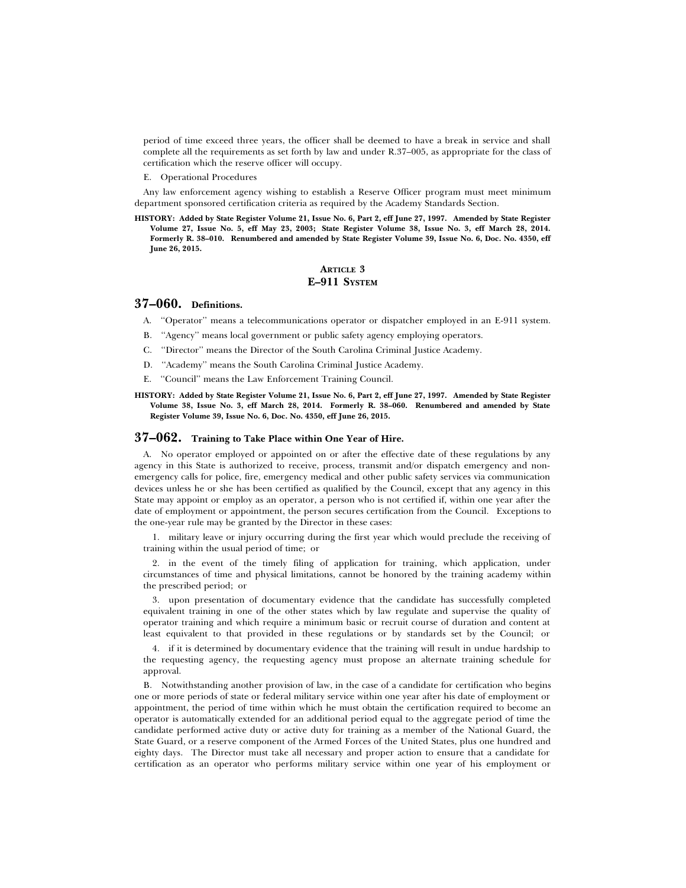period of time exceed three years, the officer shall be deemed to have a break in service and shall complete all the requirements as set forth by law and under R.37–005, as appropriate for the class of certification which the reserve officer will occupy.

E. Operational Procedures

Any law enforcement agency wishing to establish a Reserve Officer program must meet minimum department sponsored certification criteria as required by the Academy Standards Section.

**HISTORY: Added by State Register Volume 21, Issue No. 6, Part 2, eff June 27, 1997. Amended by State Register Volume 27, Issue No. 5, eff May 23, 2003; State Register Volume 38, Issue No. 3, eff March 28, 2014. Formerly R. 38–010. Renumbered and amended by State Register Volume 39, Issue No. 6, Doc. No. 4350, eff June 26, 2015.**

## ARTICLE 3
## E–911 SYSTEM

### 37–060. Definitions.

A. ''Operator'' means a telecommunications operator or dispatcher employed in an E-911 system.

B. ''Agency'' means local government or public safety agency employing operators.

C. ''Director'' means the Director of the South Carolina Criminal Justice Academy.

D. ''Academy'' means the South Carolina Criminal Justice Academy.

E. ''Council'' means the Law Enforcement Training Council.

**HISTORY: Added by State Register Volume 21, Issue No. 6, Part 2, eff June 27, 1997. Amended by State Register Volume 38, Issue No. 3, eff March 28, 2014. Formerly R. 38–060. Renumbered and amended by State Register Volume 39, Issue No. 6, Doc. No. 4350, eff June 26, 2015.**

### 37–062. Training to Take Place within One Year of Hire.

A. No operator employed or appointed on or after the effective date of these regulations by any agency in this State is authorized to receive, process, transmit and/or dispatch emergency and non-emergency calls for police, fire, emergency medical and other public safety services via communication devices unless he or she has been certified as qualified by the Council, except that any agency in this State may appoint or employ as an operator, a person who is not certified if, within one year after the date of employment or appointment, the person secures certification from the Council. Exceptions to the one-year rule may be granted by the Director in these cases:

1. military leave or injury occurring during the first year which would preclude the receiving of training within the usual period of time; or

2. in the event of the timely filing of application for training, which application, under circumstances of time and physical limitations, cannot be honored by the training academy within the prescribed period; or

3. upon presentation of documentary evidence that the candidate has successfully completed equivalent training in one of the other states which by law regulate and supervise the quality of operator training and which require a minimum basic or recruit course of duration and content at least equivalent to that provided in these regulations or by standards set by the Council; or

4. if it is determined by documentary evidence that the training will result in undue hardship to the requesting agency, the requesting agency must propose an alternate training schedule for approval.

B. Notwithstanding another provision of law, in the case of a candidate for certification who begins one or more periods of state or federal military service within one year after his date of employment or appointment, the period of time within which he must obtain the certification required to become an operator is automatically extended for an additional period equal to the aggregate period of time the candidate performed active duty or active duty for training as a member of the National Guard, the State Guard, or a reserve component of the Armed Forces of the United States, plus one hundred and eighty days. The Director must take all necessary and proper action to ensure that a candidate for certification as an operator who performs military service within one year of his employment or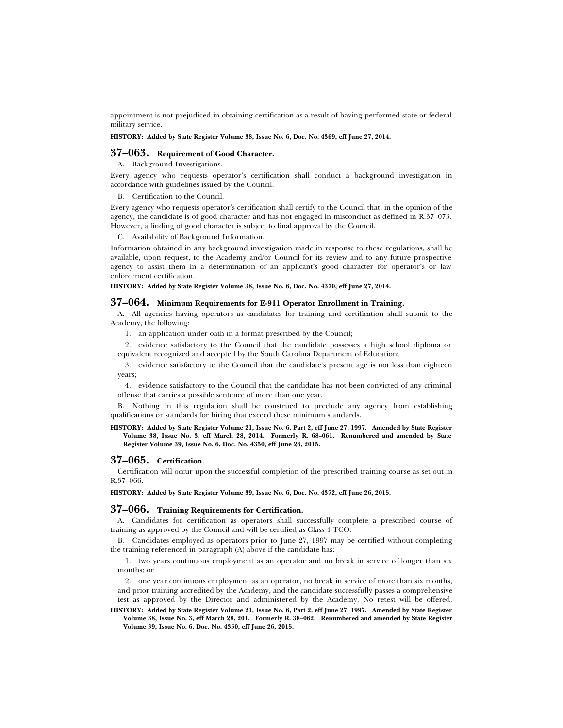appointment is not prejudiced in obtaining certification as a result of having performed state or federal military service.

**HISTORY: Added by State Register Volume 38, Issue No. 6, Doc. No. 4369, eff June 27, 2014.**

## 37–063. Requirement of Good Character.

A. Background Investigations.

Every agency who requests operator's certification shall conduct a background investigation in accordance with guidelines issued by the Council.

B. Certification to the Council.

Every agency who requests operator's certification shall certify to the Council that, in the opinion of the agency, the candidate is of good character and has not engaged in misconduct as defined in R.37–073. However, a finding of good character is subject to final approval by the Council.

C. Availability of Background Information.

Information obtained in any background investigation made in response to these regulations, shall be available, upon request, to the Academy and/or Council for its review and to any future prospective agency to assist them in a determination of an applicant's good character for operator's or law enforcement certification.

**HISTORY: Added by State Register Volume 38, Issue No. 6, Doc. No. 4370, eff June 27, 2014.**

## 37–064. Minimum Requirements for E-911 Operator Enrollment in Training.

A. All agencies having operators as candidates for training and certification shall submit to the Academy, the following:

1. an application under oath in a format prescribed by the Council;

2. evidence satisfactory to the Council that the candidate possesses a high school diploma or equivalent recognized and accepted by the South Carolina Department of Education;

3. evidence satisfactory to the Council that the candidate's present age is not less than eighteen years;

4. evidence satisfactory to the Council that the candidate has not been convicted of any criminal offense that carries a possible sentence of more than one year.

B. Nothing in this regulation shall be construed to preclude any agency from establishing qualifications or standards for hiring that exceed these minimum standards.

**HISTORY: Added by State Register Volume 21, Issue No. 6, Part 2, eff June 27, 1997. Amended by State Register Volume 38, Issue No. 3, eff March 28, 2014. Formerly R. 68–061. Renumbered and amended by State Register Volume 39, Issue No. 6, Doc. No. 4350, eff June 26, 2015.**

## 37–065. Certification.

Certification will occur upon the successful completion of the prescribed training course as set out in R.37–066.

**HISTORY: Added by State Register Volume 39, Issue No. 6, Doc. No. 4372, eff June 26, 2015.**

## 37–066. Training Requirements for Certification.

A. Candidates for certification as operators shall successfully complete a prescribed course of training as approved by the Council and will be certified as Class 4-TCO.

B. Candidates employed as operators prior to June 27, 1997 may be certified without completing the training referenced in paragraph (A) above if the candidate has:

1. two years continuous employment as an operator and no break in service of longer than six months; or

2. one year continuous employment as an operator, no break in service of more than six months, and prior training accredited by the Academy, and the candidate successfully passes a comprehensive test as approved by the Director and administered by the Academy. No retest will be offered.

**HISTORY: Added by State Register Volume 21, Issue No. 6, Part 2, eff June 27, 1997. Amended by State Register Volume 38, Issue No. 3, eff March 28, 201. Formerly R. 38–062. Renumbered and amended by State Register Volume 39, Issue No. 6, Doc. No. 4350, eff June 26, 2015.**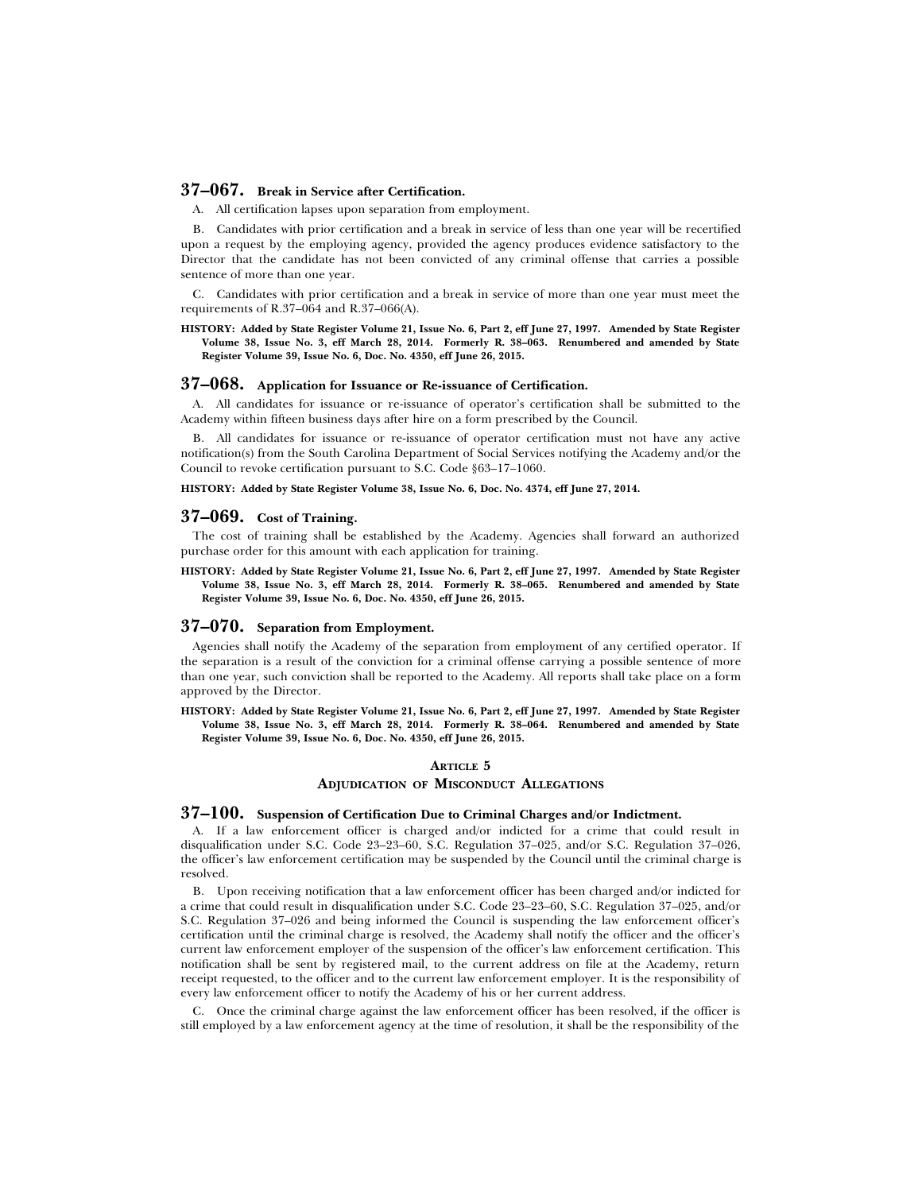## 37–067. Break in Service after Certification.

A. All certification lapses upon separation from employment.

B. Candidates with prior certification and a break in service of less than one year will be recertified upon a request by the employing agency, provided the agency produces evidence satisfactory to the Director that the candidate has not been convicted of any criminal offense that carries a possible sentence of more than one year.

C. Candidates with prior certification and a break in service of more than one year must meet the requirements of R.37–064 and R.37–066(A).

**HISTORY: Added by State Register Volume 21, Issue No. 6, Part 2, eff June 27, 1997. Amended by State Register Volume 38, Issue No. 3, eff March 28, 2014. Formerly R. 38–063. Renumbered and amended by State Register Volume 39, Issue No. 6, Doc. No. 4350, eff June 26, 2015.**

## 37–068. Application for Issuance or Re-issuance of Certification.

A. All candidates for issuance or re-issuance of operator's certification shall be submitted to the Academy within fifteen business days after hire on a form prescribed by the Council.

B. All candidates for issuance or re-issuance of operator certification must not have any active notification(s) from the South Carolina Department of Social Services notifying the Academy and/or the Council to revoke certification pursuant to S.C. Code §63–17–1060.

**HISTORY: Added by State Register Volume 38, Issue No. 6, Doc. No. 4374, eff June 27, 2014.**

## 37–069. Cost of Training.

The cost of training shall be established by the Academy. Agencies shall forward an authorized purchase order for this amount with each application for training.

**HISTORY: Added by State Register Volume 21, Issue No. 6, Part 2, eff June 27, 1997. Amended by State Register Volume 38, Issue No. 3, eff March 28, 2014. Formerly R. 38–065. Renumbered and amended by State Register Volume 39, Issue No. 6, Doc. No. 4350, eff June 26, 2015.**

## 37–070. Separation from Employment.

Agencies shall notify the Academy of the separation from employment of any certified operator. If the separation is a result of the conviction for a criminal offense carrying a possible sentence of more than one year, such conviction shall be reported to the Academy. All reports shall take place on a form approved by the Director.

**HISTORY: Added by State Register Volume 21, Issue No. 6, Part 2, eff June 27, 1997. Amended by State Register Volume 38, Issue No. 3, eff March 28, 2014. Formerly R. 38–064. Renumbered and amended by State Register Volume 39, Issue No. 6, Doc. No. 4350, eff June 26, 2015.**

# ARTICLE 5

# ADJUDICATION OF MISCONDUCT ALLEGATIONS

## 37–100. Suspension of Certification Due to Criminal Charges and/or Indictment.

A. If a law enforcement officer is charged and/or indicted for a crime that could result in disqualification under S.C. Code 23–23–60, S.C. Regulation 37–025, and/or S.C. Regulation 37–026, the officer's law enforcement certification may be suspended by the Council until the criminal charge is resolved.

B. Upon receiving notification that a law enforcement officer has been charged and/or indicted for a crime that could result in disqualification under S.C. Code 23–23–60, S.C. Regulation 37–025, and/or S.C. Regulation 37–026 and being informed the Council is suspending the law enforcement officer's certification until the criminal charge is resolved, the Academy shall notify the officer and the officer's current law enforcement employer of the suspension of the officer's law enforcement certification. This notification shall be sent by registered mail, to the current address on file at the Academy, return receipt requested, to the officer and to the current law enforcement employer. It is the responsibility of every law enforcement officer to notify the Academy of his or her current address.

C. Once the criminal charge against the law enforcement officer has been resolved, if the officer is still employed by a law enforcement agency at the time of resolution, it shall be the responsibility of the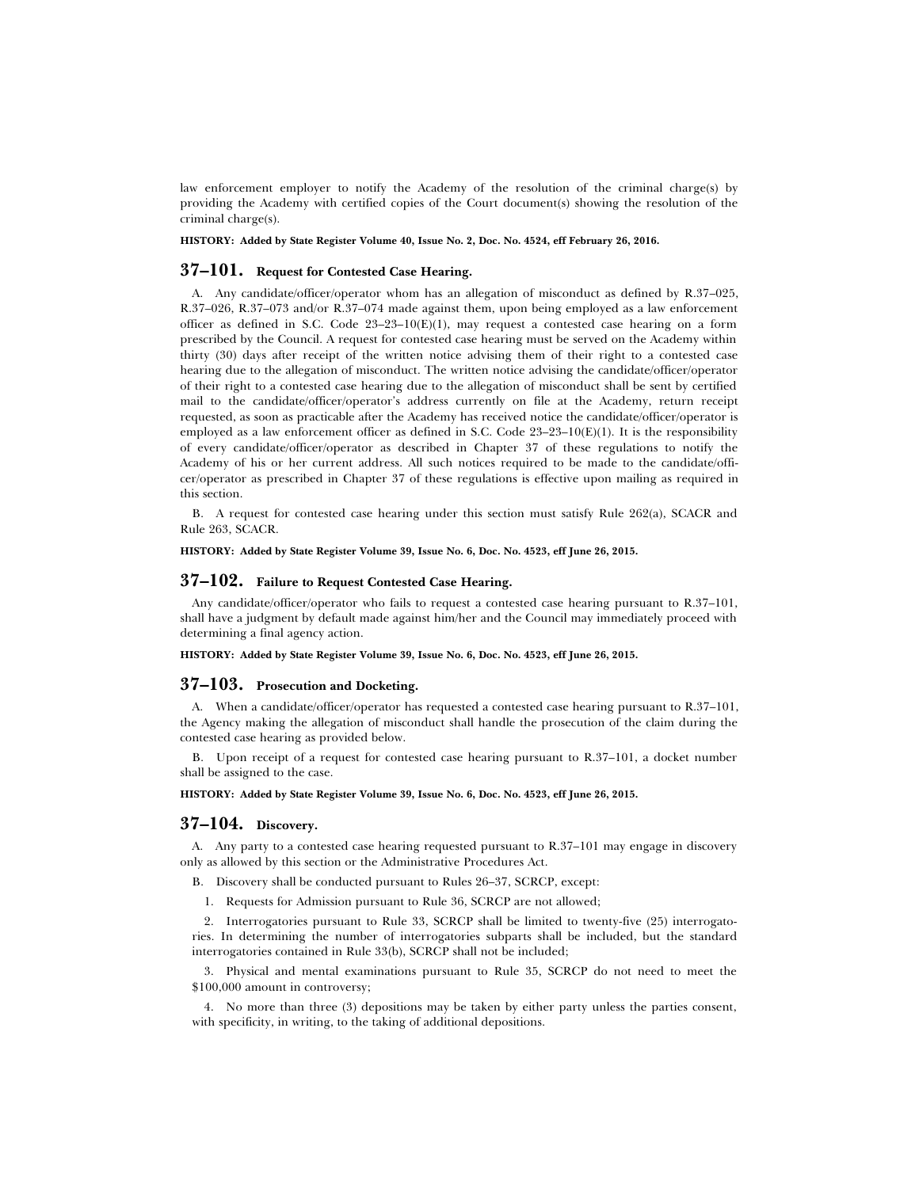law enforcement employer to notify the Academy of the resolution of the criminal charge(s) by providing the Academy with certified copies of the Court document(s) showing the resolution of the criminal charge(s).

**HISTORY: Added by State Register Volume 40, Issue No. 2, Doc. No. 4524, eff February 26, 2016.**

## 37–101. Request for Contested Case Hearing.

A. Any candidate/officer/operator whom has an allegation of misconduct as defined by R.37–025, R.37–026, R.37–073 and/or R.37–074 made against them, upon being employed as a law enforcement officer as defined in S.C. Code 23–23–10(E)(1), may request a contested case hearing on a form prescribed by the Council. A request for contested case hearing must be served on the Academy within thirty (30) days after receipt of the written notice advising them of their right to a contested case hearing due to the allegation of misconduct. The written notice advising the candidate/officer/operator of their right to a contested case hearing due to the allegation of misconduct shall be sent by certified mail to the candidate/officer/operator's address currently on file at the Academy, return receipt requested, as soon as practicable after the Academy has received notice the candidate/officer/operator is employed as a law enforcement officer as defined in S.C. Code 23–23–10(E)(1). It is the responsibility of every candidate/officer/operator as described in Chapter 37 of these regulations to notify the Academy of his or her current address. All such notices required to be made to the candidate/officer/operator as prescribed in Chapter 37 of these regulations is effective upon mailing as required in this section.

B. A request for contested case hearing under this section must satisfy Rule 262(a), SCACR and Rule 263, SCACR.

**HISTORY: Added by State Register Volume 39, Issue No. 6, Doc. No. 4523, eff June 26, 2015.**

## 37–102. Failure to Request Contested Case Hearing.

Any candidate/officer/operator who fails to request a contested case hearing pursuant to R.37–101, shall have a judgment by default made against him/her and the Council may immediately proceed with determining a final agency action.

**HISTORY: Added by State Register Volume 39, Issue No. 6, Doc. No. 4523, eff June 26, 2015.**

## 37–103. Prosecution and Docketing.

A. When a candidate/officer/operator has requested a contested case hearing pursuant to R.37–101, the Agency making the allegation of misconduct shall handle the prosecution of the claim during the contested case hearing as provided below.

B. Upon receipt of a request for contested case hearing pursuant to R.37–101, a docket number shall be assigned to the case.

**HISTORY: Added by State Register Volume 39, Issue No. 6, Doc. No. 4523, eff June 26, 2015.**

## 37–104. Discovery.

A. Any party to a contested case hearing requested pursuant to R.37–101 may engage in discovery only as allowed by this section or the Administrative Procedures Act.

B. Discovery shall be conducted pursuant to Rules 26–37, SCRCP, except:

1. Requests for Admission pursuant to Rule 36, SCRCP are not allowed;

2. Interrogatories pursuant to Rule 33, SCRCP shall be limited to twenty-five (25) interrogatories. In determining the number of interrogatories subparts shall be included, but the standard interrogatories contained in Rule 33(b), SCRCP shall not be included;

3. Physical and mental examinations pursuant to Rule 35, SCRCP do not need to meet the $100,000 amount in controversy;

4. No more than three (3) depositions may be taken by either party unless the parties consent, with specificity, in writing, to the taking of additional depositions.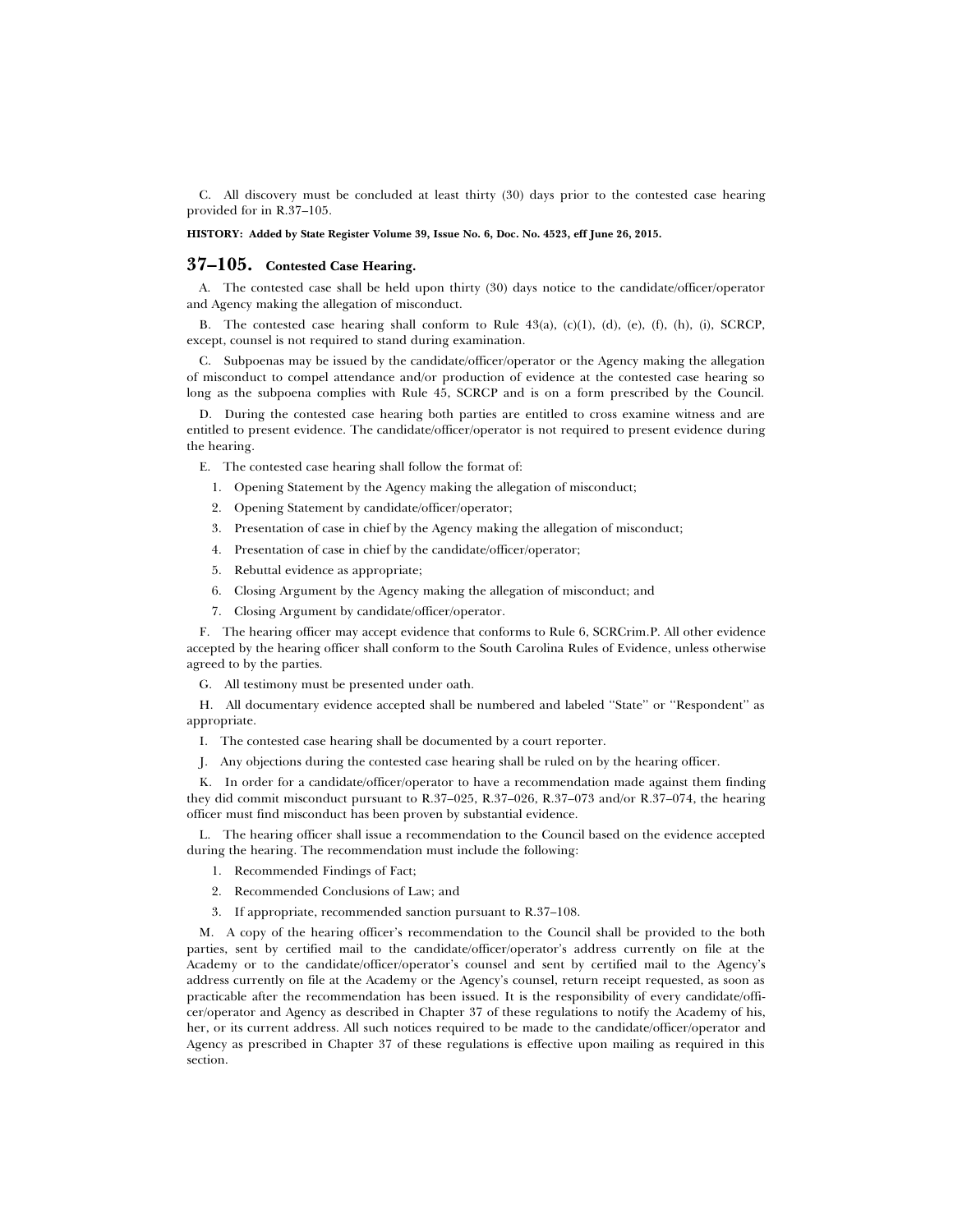C. All discovery must be concluded at least thirty (30) days prior to the contested case hearing provided for in R.37–105.

**HISTORY: Added by State Register Volume 39, Issue No. 6, Doc. No. 4523, eff June 26, 2015.**

## 37–105. Contested Case Hearing.

A. The contested case shall be held upon thirty (30) days notice to the candidate/officer/operator and Agency making the allegation of misconduct.

B. The contested case hearing shall conform to Rule 43(a), (c)(1), (d), (e), (f), (h), (i), SCRCP, except, counsel is not required to stand during examination.

C. Subpoenas may be issued by the candidate/officer/operator or the Agency making the allegation of misconduct to compel attendance and/or production of evidence at the contested case hearing so long as the subpoena complies with Rule 45, SCRCP and is on a form prescribed by the Council.

D. During the contested case hearing both parties are entitled to cross examine witness and are entitled to present evidence. The candidate/officer/operator is not required to present evidence during the hearing.

E. The contested case hearing shall follow the format of:

1. Opening Statement by the Agency making the allegation of misconduct;
2. Opening Statement by candidate/officer/operator;
3. Presentation of case in chief by the Agency making the allegation of misconduct;
4. Presentation of case in chief by the candidate/officer/operator;
5. Rebuttal evidence as appropriate;
6. Closing Argument by the Agency making the allegation of misconduct; and
7. Closing Argument by candidate/officer/operator.

F. The hearing officer may accept evidence that conforms to Rule 6, SCRCrim.P. All other evidence accepted by the hearing officer shall conform to the South Carolina Rules of Evidence, unless otherwise agreed to by the parties.

G. All testimony must be presented under oath.

H. All documentary evidence accepted shall be numbered and labeled ''State'' or ''Respondent'' as appropriate.

I. The contested case hearing shall be documented by a court reporter.

J. Any objections during the contested case hearing shall be ruled on by the hearing officer.

K. In order for a candidate/officer/operator to have a recommendation made against them finding they did commit misconduct pursuant to R.37–025, R.37–026, R.37–073 and/or R.37–074, the hearing officer must find misconduct has been proven by substantial evidence.

L. The hearing officer shall issue a recommendation to the Council based on the evidence accepted during the hearing. The recommendation must include the following:

1. Recommended Findings of Fact;
2. Recommended Conclusions of Law; and
3. If appropriate, recommended sanction pursuant to R.37–108.

M. A copy of the hearing officer's recommendation to the Council shall be provided to the both parties, sent by certified mail to the candidate/officer/operator's address currently on file at the Academy or to the candidate/officer/operator's counsel and sent by certified mail to the Agency's address currently on file at the Academy or the Agency's counsel, return receipt requested, as soon as practicable after the recommendation has been issued. It is the responsibility of every candidate/officer/operator and Agency as described in Chapter 37 of these regulations to notify the Academy of his, her, or its current address. All such notices required to be made to the candidate/officer/operator and Agency as prescribed in Chapter 37 of these regulations is effective upon mailing as required in this section.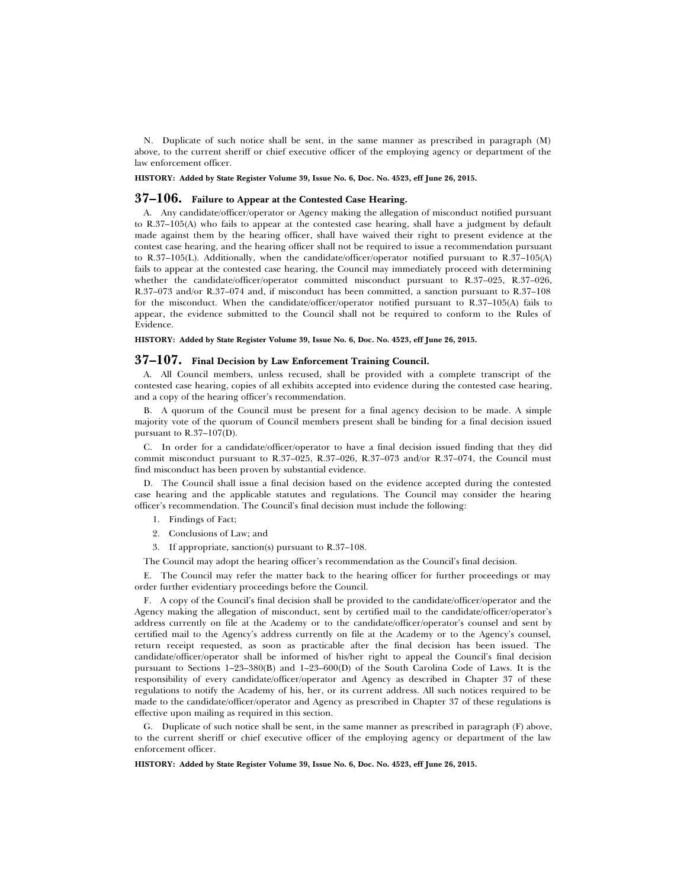N. Duplicate of such notice shall be sent, in the same manner as prescribed in paragraph (M) above, to the current sheriff or chief executive officer of the employing agency or department of the law enforcement officer.

**HISTORY: Added by State Register Volume 39, Issue No. 6, Doc. No. 4523, eff June 26, 2015.**

## 37–106. Failure to Appear at the Contested Case Hearing.

A. Any candidate/officer/operator or Agency making the allegation of misconduct notified pursuant to R.37–105(A) who fails to appear at the contested case hearing, shall have a judgment by default made against them by the hearing officer, shall have waived their right to present evidence at the contest case hearing, and the hearing officer shall not be required to issue a recommendation pursuant to R.37–105(L). Additionally, when the candidate/officer/operator notified pursuant to R.37–105(A) fails to appear at the contested case hearing, the Council may immediately proceed with determining whether the candidate/officer/operator committed misconduct pursuant to R.37–025, R.37–026, R.37–073 and/or R.37–074 and, if misconduct has been committed, a sanction pursuant to R.37–108 for the misconduct. When the candidate/officer/operator notified pursuant to R.37–105(A) fails to appear, the evidence submitted to the Council shall not be required to conform to the Rules of Evidence.

**HISTORY: Added by State Register Volume 39, Issue No. 6, Doc. No. 4523, eff June 26, 2015.**

## 37–107. Final Decision by Law Enforcement Training Council.

A. All Council members, unless recused, shall be provided with a complete transcript of the contested case hearing, copies of all exhibits accepted into evidence during the contested case hearing, and a copy of the hearing officer's recommendation.

B. A quorum of the Council must be present for a final agency decision to be made. A simple majority vote of the quorum of Council members present shall be binding for a final decision issued pursuant to R.37–107(D).

C. In order for a candidate/officer/operator to have a final decision issued finding that they did commit misconduct pursuant to R.37–025, R.37–026, R.37–073 and/or R.37–074, the Council must find misconduct has been proven by substantial evidence.

D. The Council shall issue a final decision based on the evidence accepted during the contested case hearing and the applicable statutes and regulations. The Council may consider the hearing officer's recommendation. The Council's final decision must include the following:

1. Findings of Fact;
2. Conclusions of Law; and
3. If appropriate, sanction(s) pursuant to R.37–108.

The Council may adopt the hearing officer's recommendation as the Council's final decision.

E. The Council may refer the matter back to the hearing officer for further proceedings or may order further evidentiary proceedings before the Council.

F. A copy of the Council's final decision shall be provided to the candidate/officer/operator and the Agency making the allegation of misconduct, sent by certified mail to the candidate/officer/operator's address currently on file at the Academy or to the candidate/officer/operator's counsel and sent by certified mail to the Agency's address currently on file at the Academy or to the Agency's counsel, return receipt requested, as soon as practicable after the final decision has been issued. The candidate/officer/operator shall be informed of his/her right to appeal the Council's final decision pursuant to Sections 1–23–380(B) and 1–23–600(D) of the South Carolina Code of Laws. It is the responsibility of every candidate/officer/operator and Agency as described in Chapter 37 of these regulations to notify the Academy of his, her, or its current address. All such notices required to be made to the candidate/officer/operator and Agency as prescribed in Chapter 37 of these regulations is effective upon mailing as required in this section.

G. Duplicate of such notice shall be sent, in the same manner as prescribed in paragraph (F) above, to the current sheriff or chief executive officer of the employing agency or department of the law enforcement officer.

**HISTORY: Added by State Register Volume 39, Issue No. 6, Doc. No. 4523, eff June 26, 2015.**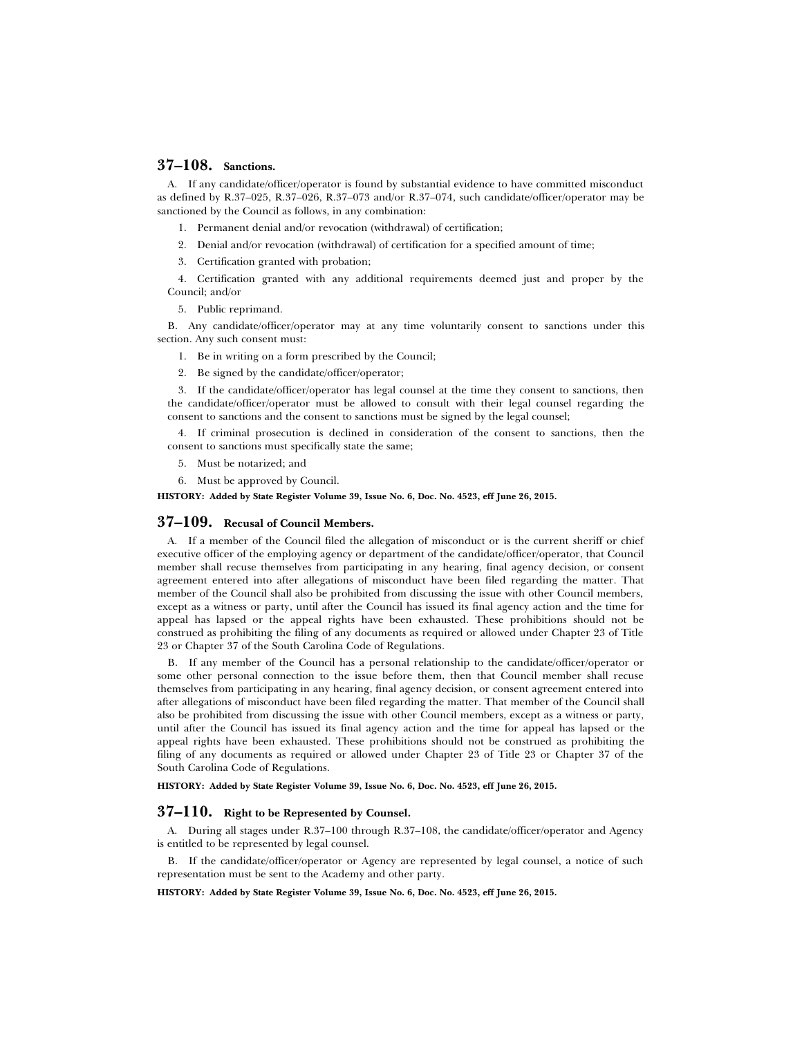## 37–108. Sanctions.

A. If any candidate/officer/operator is found by substantial evidence to have committed misconduct as defined by R.37–025, R.37–026, R.37–073 and/or R.37–074, such candidate/officer/operator may be sanctioned by the Council as follows, in any combination:

1. Permanent denial and/or revocation (withdrawal) of certification;

2. Denial and/or revocation (withdrawal) of certification for a specified amount of time;

3. Certification granted with probation;

4. Certification granted with any additional requirements deemed just and proper by the Council; and/or

5. Public reprimand.

B. Any candidate/officer/operator may at any time voluntarily consent to sanctions under this section. Any such consent must:

1. Be in writing on a form prescribed by the Council;

2. Be signed by the candidate/officer/operator;

3. If the candidate/officer/operator has legal counsel at the time they consent to sanctions, then the candidate/officer/operator must be allowed to consult with their legal counsel regarding the consent to sanctions and the consent to sanctions must be signed by the legal counsel;

4. If criminal prosecution is declined in consideration of the consent to sanctions, then the consent to sanctions must specifically state the same;

5. Must be notarized; and

6. Must be approved by Council.

**HISTORY: Added by State Register Volume 39, Issue No. 6, Doc. No. 4523, eff June 26, 2015.**

## 37–109. Recusal of Council Members.

A. If a member of the Council filed the allegation of misconduct or is the current sheriff or chief executive officer of the employing agency or department of the candidate/officer/operator, that Council member shall recuse themselves from participating in any hearing, final agency decision, or consent agreement entered into after allegations of misconduct have been filed regarding the matter. That member of the Council shall also be prohibited from discussing the issue with other Council members, except as a witness or party, until after the Council has issued its final agency action and the time for appeal has lapsed or the appeal rights have been exhausted. These prohibitions should not be construed as prohibiting the filing of any documents as required or allowed under Chapter 23 of Title 23 or Chapter 37 of the South Carolina Code of Regulations.

B. If any member of the Council has a personal relationship to the candidate/officer/operator or some other personal connection to the issue before them, then that Council member shall recuse themselves from participating in any hearing, final agency decision, or consent agreement entered into after allegations of misconduct have been filed regarding the matter. That member of the Council shall also be prohibited from discussing the issue with other Council members, except as a witness or party, until after the Council has issued its final agency action and the time for appeal has lapsed or the appeal rights have been exhausted. These prohibitions should not be construed as prohibiting the filing of any documents as required or allowed under Chapter 23 of Title 23 or Chapter 37 of the South Carolina Code of Regulations.

**HISTORY: Added by State Register Volume 39, Issue No. 6, Doc. No. 4523, eff June 26, 2015.**

## 37–110. Right to be Represented by Counsel.

A. During all stages under R.37–100 through R.37–108, the candidate/officer/operator and Agency is entitled to be represented by legal counsel.

B. If the candidate/officer/operator or Agency are represented by legal counsel, a notice of such representation must be sent to the Academy and other party.

**HISTORY: Added by State Register Volume 39, Issue No. 6, Doc. No. 4523, eff June 26, 2015.**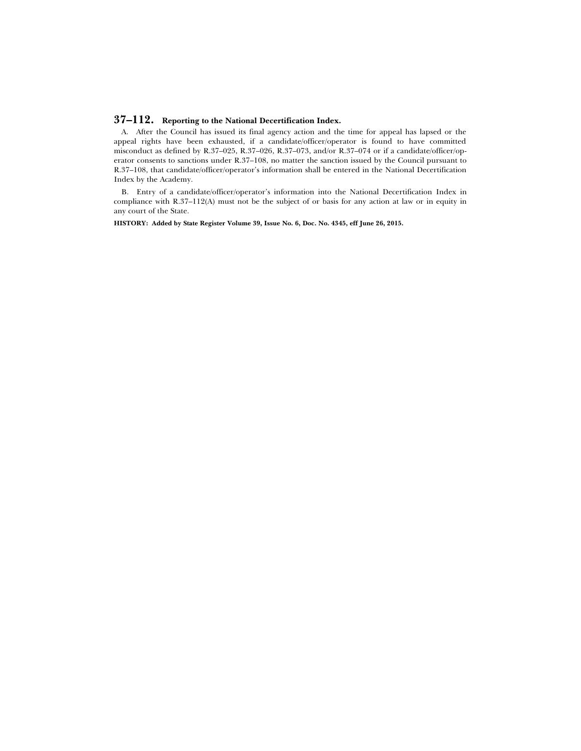## 37–112. Reporting to the National Decertification Index.

A. After the Council has issued its final agency action and the time for appeal has lapsed or the appeal rights have been exhausted, if a candidate/officer/operator is found to have committed misconduct as defined by R.37–025, R.37–026, R.37–073, and/or R.37–074 or if a candidate/officer/operator consents to sanctions under R.37–108, no matter the sanction issued by the Council pursuant to R.37–108, that candidate/officer/operator's information shall be entered in the National Decertification Index by the Academy.

B. Entry of a candidate/officer/operator's information into the National Decertification Index in compliance with R.37–112(A) must not be the subject of or basis for any action at law or in equity in any court of the State.

**HISTORY: Added by State Register Volume 39, Issue No. 6, Doc. No. 4345, eff June 26, 2015.**